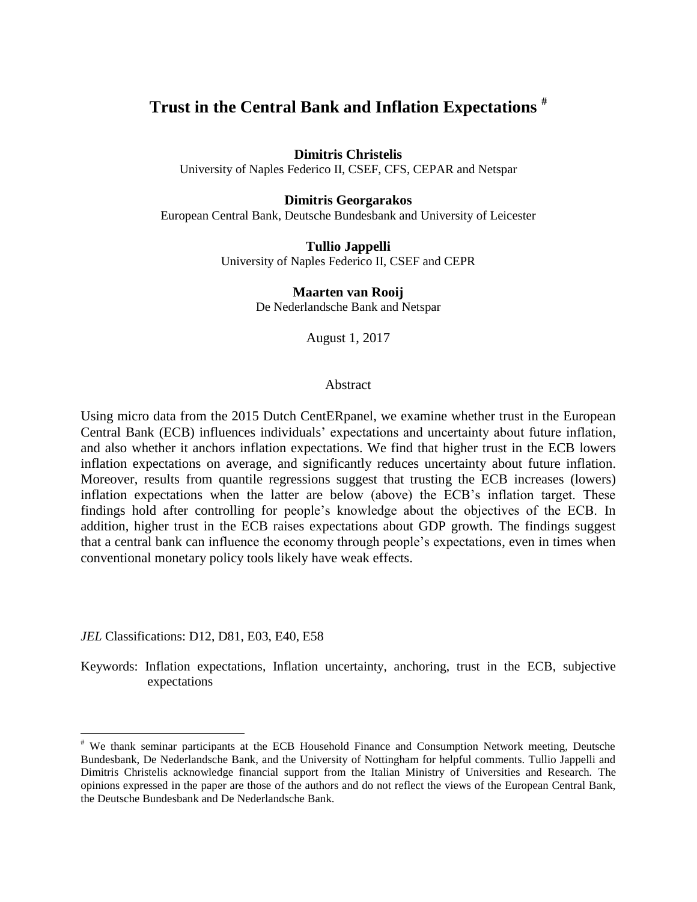# Trust in the Central Bank and Inflation Expectations [#]

**Dimitris Christelis**
University of Naples Federico II, CSEF, CFS, CEPAR and Netspar

**Dimitris Georgarakos**
European Central Bank, Deutsche Bundesbank and University of Leicester

**Tullio Jappelli**
University of Naples Federico II, CSEF and CEPR

**Maarten van Rooij**
De Nederlandsche Bank and Netspar

August 1, 2017

## Abstract

Using micro data from the 2015 Dutch CentERpanel, we examine whether trust in the European Central Bank (ECB) influences individuals' expectations and uncertainty about future inflation, and also whether it anchors inflation expectations. We find that higher trust in the ECB lowers inflation expectations on average, and significantly reduces uncertainty about future inflation. Moreover, results from quantile regressions suggest that trusting the ECB increases (lowers) inflation expectations when the latter are below (above) the ECB's inflation target. These findings hold after controlling for people's knowledge about the objectives of the ECB. In addition, higher trust in the ECB raises expectations about GDP growth. The findings suggest that a central bank can influence the economy through people's expectations, even in times when conventional monetary policy tools likely have weak effects.

*JEL* Classifications: D12, D81, E03, E40, E58

Keywords: Inflation expectations, Inflation uncertainty, anchoring, trust in the ECB, subjective expectations

---

[#] We thank seminar participants at the ECB Household Finance and Consumption Network meeting, Deutsche Bundesbank, De Nederlandsche Bank, and the University of Nottingham for helpful comments. Tullio Jappelli and Dimitris Christelis acknowledge financial support from the Italian Ministry of Universities and Research. The opinions expressed in the paper are those of the authors and do not reflect the views of the European Central Bank, the Deutsche Bundesbank and De Nederlandsche Bank.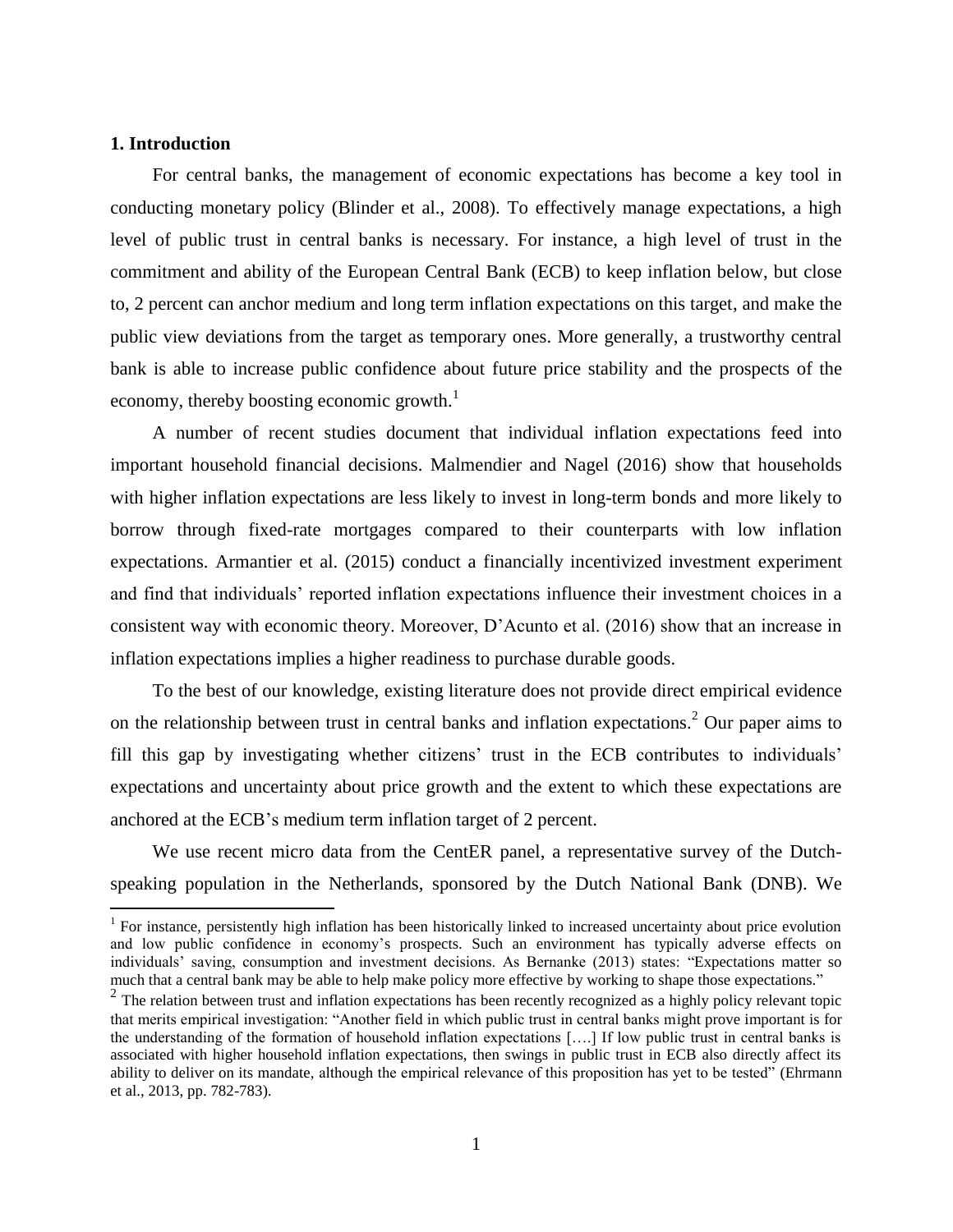## 1. Introduction

For central banks, the management of economic expectations has become a key tool in conducting monetary policy (Blinder et al., 2008). To effectively manage expectations, a high level of public trust in central banks is necessary. For instance, a high level of trust in the commitment and ability of the European Central Bank (ECB) to keep inflation below, but close to, 2 percent can anchor medium and long term inflation expectations on this target, and make the public view deviations from the target as temporary ones. More generally, a trustworthy central bank is able to increase public confidence about future price stability and the prospects of the economy, thereby boosting economic growth.[1]

A number of recent studies document that individual inflation expectations feed into important household financial decisions. Malmendier and Nagel (2016) show that households with higher inflation expectations are less likely to invest in long-term bonds and more likely to borrow through fixed-rate mortgages compared to their counterparts with low inflation expectations. Armantier et al. (2015) conduct a financially incentivized investment experiment and find that individuals' reported inflation expectations influence their investment choices in a consistent way with economic theory. Moreover, D'Acunto et al. (2016) show that an increase in inflation expectations implies a higher readiness to purchase durable goods.

To the best of our knowledge, existing literature does not provide direct empirical evidence on the relationship between trust in central banks and inflation expectations.[2] Our paper aims to fill this gap by investigating whether citizens' trust in the ECB contributes to individuals' expectations and uncertainty about price growth and the extent to which these expectations are anchored at the ECB's medium term inflation target of 2 percent.

We use recent micro data from the CentER panel, a representative survey of the Dutch-speaking population in the Netherlands, sponsored by the Dutch National Bank (DNB). We

[1] For instance, persistently high inflation has been historically linked to increased uncertainty about price evolution and low public confidence in economy's prospects. Such an environment has typically adverse effects on individuals' saving, consumption and investment decisions. As Bernanke (2013) states: "Expectations matter so much that a central bank may be able to help make policy more effective by working to shape those expectations."

[2] The relation between trust and inflation expectations has been recently recognized as a highly policy relevant topic that merits empirical investigation: "Another field in which public trust in central banks might prove important is for the understanding of the formation of household inflation expectations [….] If low public trust in central banks is associated with higher household inflation expectations, then swings in public trust in ECB also directly affect its ability to deliver on its mandate, although the empirical relevance of this proposition has yet to be tested" (Ehrmann et al., 2013, pp. 782-783).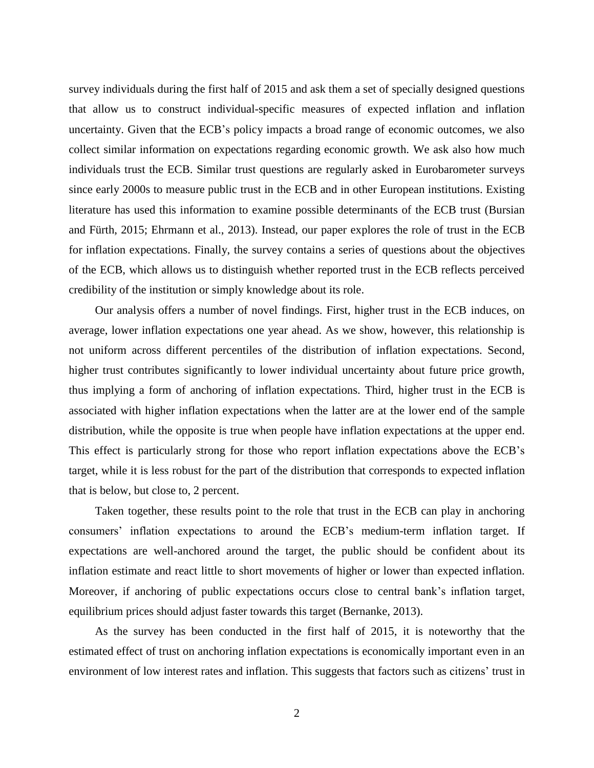survey individuals during the first half of 2015 and ask them a set of specially designed questions that allow us to construct individual-specific measures of expected inflation and inflation uncertainty. Given that the ECB's policy impacts a broad range of economic outcomes, we also collect similar information on expectations regarding economic growth. We ask also how much individuals trust the ECB. Similar trust questions are regularly asked in Eurobarometer surveys since early 2000s to measure public trust in the ECB and in other European institutions. Existing literature has used this information to examine possible determinants of the ECB trust (Bursian and Fürth, 2015; Ehrmann et al., 2013). Instead, our paper explores the role of trust in the ECB for inflation expectations. Finally, the survey contains a series of questions about the objectives of the ECB, which allows us to distinguish whether reported trust in the ECB reflects perceived credibility of the institution or simply knowledge about its role.

Our analysis offers a number of novel findings. First, higher trust in the ECB induces, on average, lower inflation expectations one year ahead. As we show, however, this relationship is not uniform across different percentiles of the distribution of inflation expectations. Second, higher trust contributes significantly to lower individual uncertainty about future price growth, thus implying a form of anchoring of inflation expectations. Third, higher trust in the ECB is associated with higher inflation expectations when the latter are at the lower end of the sample distribution, while the opposite is true when people have inflation expectations at the upper end. This effect is particularly strong for those who report inflation expectations above the ECB's target, while it is less robust for the part of the distribution that corresponds to expected inflation that is below, but close to, 2 percent.

Taken together, these results point to the role that trust in the ECB can play in anchoring consumers' inflation expectations to around the ECB's medium-term inflation target. If expectations are well-anchored around the target, the public should be confident about its inflation estimate and react little to short movements of higher or lower than expected inflation. Moreover, if anchoring of public expectations occurs close to central bank's inflation target, equilibrium prices should adjust faster towards this target (Bernanke, 2013).

As the survey has been conducted in the first half of 2015, it is noteworthy that the estimated effect of trust on anchoring inflation expectations is economically important even in an environment of low interest rates and inflation. This suggests that factors such as citizens' trust in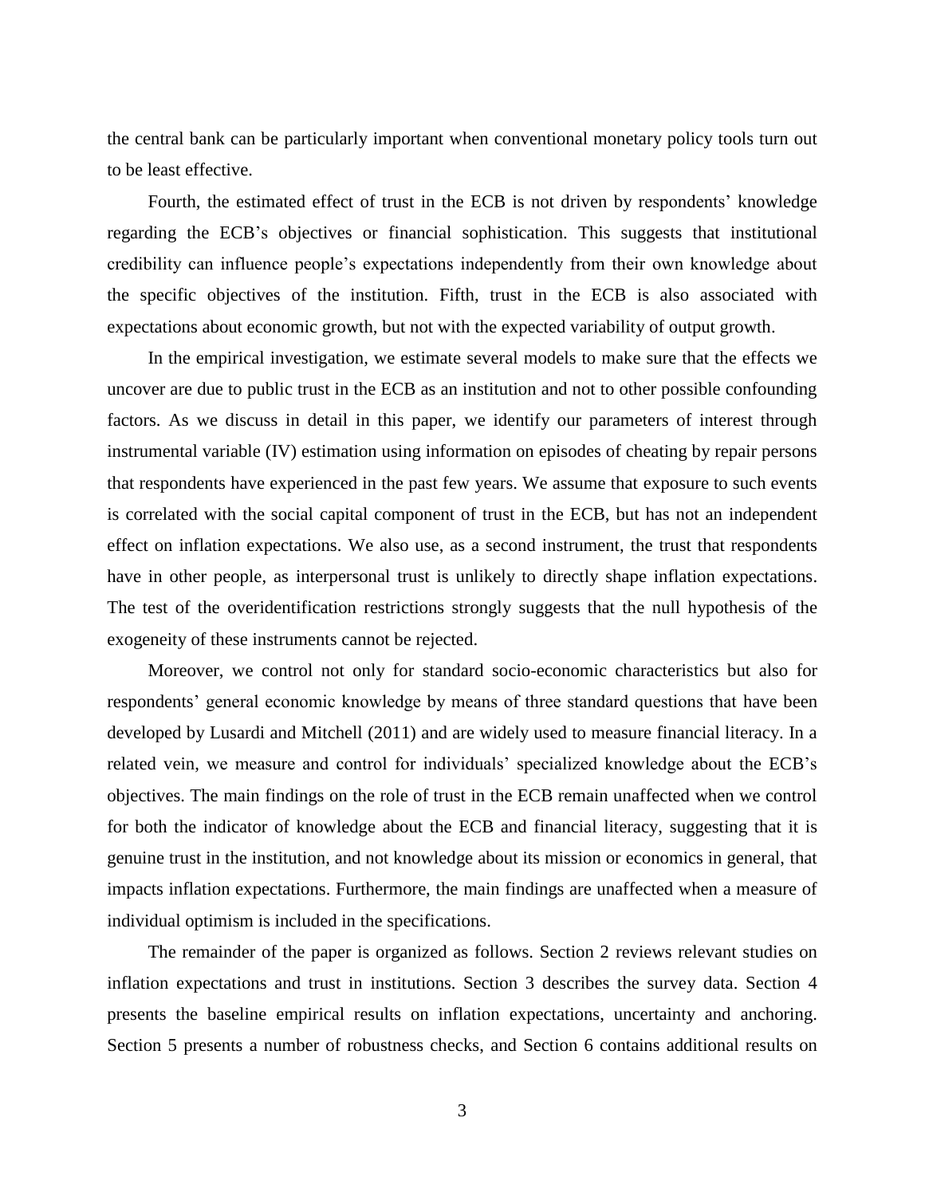the central bank can be particularly important when conventional monetary policy tools turn out to be least effective.

Fourth, the estimated effect of trust in the ECB is not driven by respondents' knowledge regarding the ECB's objectives or financial sophistication. This suggests that institutional credibility can influence people's expectations independently from their own knowledge about the specific objectives of the institution. Fifth, trust in the ECB is also associated with expectations about economic growth, but not with the expected variability of output growth.

In the empirical investigation, we estimate several models to make sure that the effects we uncover are due to public trust in the ECB as an institution and not to other possible confounding factors. As we discuss in detail in this paper, we identify our parameters of interest through instrumental variable (IV) estimation using information on episodes of cheating by repair persons that respondents have experienced in the past few years. We assume that exposure to such events is correlated with the social capital component of trust in the ECB, but has not an independent effect on inflation expectations. We also use, as a second instrument, the trust that respondents have in other people, as interpersonal trust is unlikely to directly shape inflation expectations. The test of the overidentification restrictions strongly suggests that the null hypothesis of the exogeneity of these instruments cannot be rejected.

Moreover, we control not only for standard socio-economic characteristics but also for respondents' general economic knowledge by means of three standard questions that have been developed by Lusardi and Mitchell (2011) and are widely used to measure financial literacy. In a related vein, we measure and control for individuals' specialized knowledge about the ECB's objectives. The main findings on the role of trust in the ECB remain unaffected when we control for both the indicator of knowledge about the ECB and financial literacy, suggesting that it is genuine trust in the institution, and not knowledge about its mission or economics in general, that impacts inflation expectations. Furthermore, the main findings are unaffected when a measure of individual optimism is included in the specifications.

The remainder of the paper is organized as follows. Section 2 reviews relevant studies on inflation expectations and trust in institutions. Section 3 describes the survey data. Section 4 presents the baseline empirical results on inflation expectations, uncertainty and anchoring. Section 5 presents a number of robustness checks, and Section 6 contains additional results on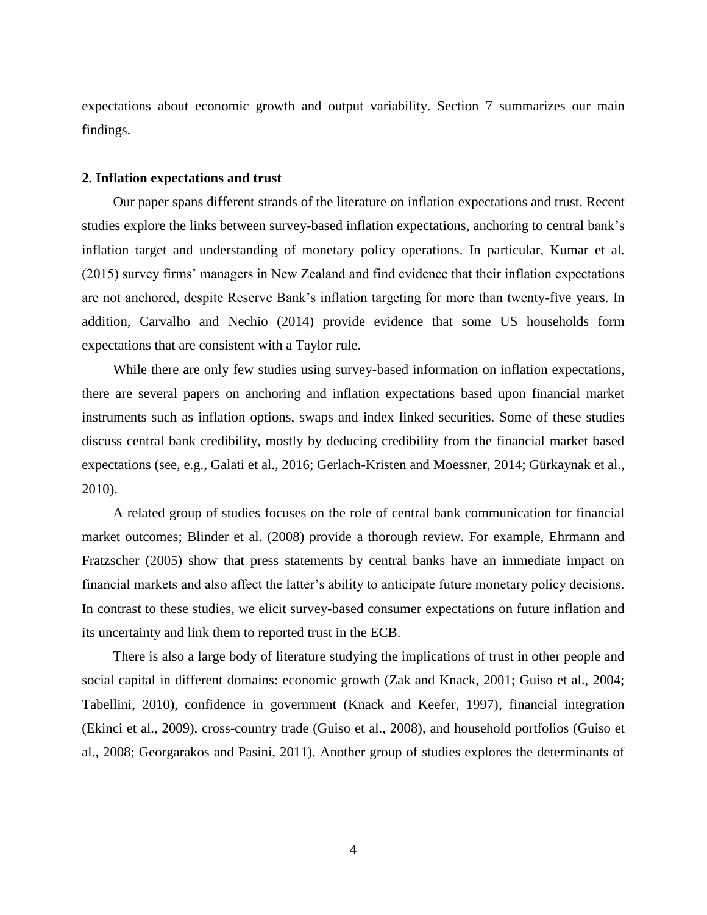expectations about economic growth and output variability. Section 7 summarizes our main findings.

## 2. Inflation expectations and trust

Our paper spans different strands of the literature on inflation expectations and trust. Recent studies explore the links between survey-based inflation expectations, anchoring to central bank's inflation target and understanding of monetary policy operations. In particular, Kumar et al. (2015) survey firms' managers in New Zealand and find evidence that their inflation expectations are not anchored, despite Reserve Bank's inflation targeting for more than twenty-five years. In addition, Carvalho and Nechio (2014) provide evidence that some US households form expectations that are consistent with a Taylor rule.

While there are only few studies using survey-based information on inflation expectations, there are several papers on anchoring and inflation expectations based upon financial market instruments such as inflation options, swaps and index linked securities. Some of these studies discuss central bank credibility, mostly by deducing credibility from the financial market based expectations (see, e.g., Galati et al., 2016; Gerlach-Kristen and Moessner, 2014; Gürkaynak et al., 2010).

A related group of studies focuses on the role of central bank communication for financial market outcomes; Blinder et al. (2008) provide a thorough review. For example, Ehrmann and Fratzscher (2005) show that press statements by central banks have an immediate impact on financial markets and also affect the latter's ability to anticipate future monetary policy decisions. In contrast to these studies, we elicit survey-based consumer expectations on future inflation and its uncertainty and link them to reported trust in the ECB.

There is also a large body of literature studying the implications of trust in other people and social capital in different domains: economic growth (Zak and Knack, 2001; Guiso et al., 2004; Tabellini, 2010), confidence in government (Knack and Keefer, 1997), financial integration (Ekinci et al., 2009), cross-country trade (Guiso et al., 2008), and household portfolios (Guiso et al., 2008; Georgarakos and Pasini, 2011). Another group of studies explores the determinants of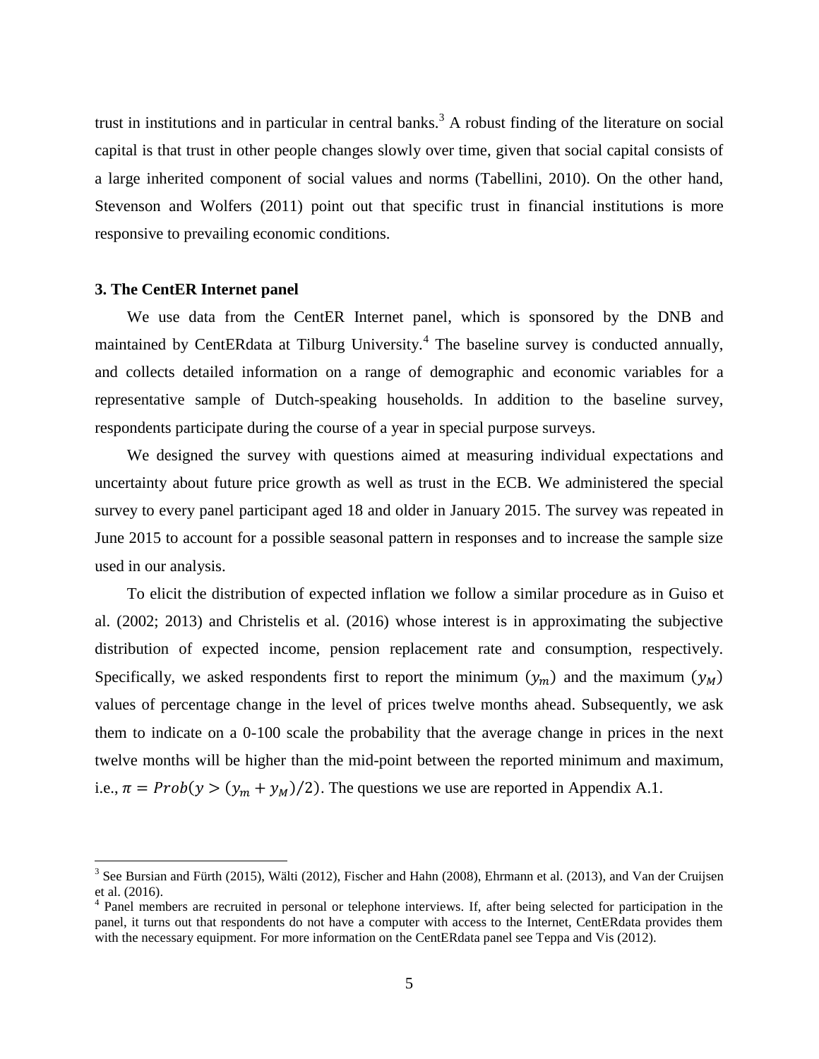trust in institutions and in particular in central banks.[3] A robust finding of the literature on social capital is that trust in other people changes slowly over time, given that social capital consists of a large inherited component of social values and norms (Tabellini, 2010). On the other hand, Stevenson and Wolfers (2011) point out that specific trust in financial institutions is more responsive to prevailing economic conditions.

### 3. The CentER Internet panel

We use data from the CentER Internet panel, which is sponsored by the DNB and maintained by CentERdata at Tilburg University.[4] The baseline survey is conducted annually, and collects detailed information on a range of demographic and economic variables for a representative sample of Dutch-speaking households. In addition to the baseline survey, respondents participate during the course of a year in special purpose surveys.

We designed the survey with questions aimed at measuring individual expectations and uncertainty about future price growth as well as trust in the ECB. We administered the special survey to every panel participant aged 18 and older in January 2015. The survey was repeated in June 2015 to account for a possible seasonal pattern in responses and to increase the sample size used in our analysis.

To elicit the distribution of expected inflation we follow a similar procedure as in Guiso et al. (2002; 2013) and Christelis et al. (2016) whose interest is in approximating the subjective distribution of expected income, pension replacement rate and consumption, respectively. Specifically, we asked respondents first to report the minimum $(y_m)$ and the maximum $(y_M)$ values of percentage change in the level of prices twelve months ahead. Subsequently, we ask them to indicate on a 0-100 scale the probability that the average change in prices in the next twelve months will be higher than the mid-point between the reported minimum and maximum, i.e., $\pi = Prob(y > (y_m + y_M)/2)$. The questions we use are reported in Appendix A.1.

---

[3] See Bursian and Fürth (2015), Wälti (2012), Fischer and Hahn (2008), Ehrmann et al. (2013), and Van der Cruijsen et al. (2016).

[4] Panel members are recruited in personal or telephone interviews. If, after being selected for participation in the panel, it turns out that respondents do not have a computer with access to the Internet, CentERdata provides them with the necessary equipment. For more information on the CentERdata panel see Teppa and Vis (2012).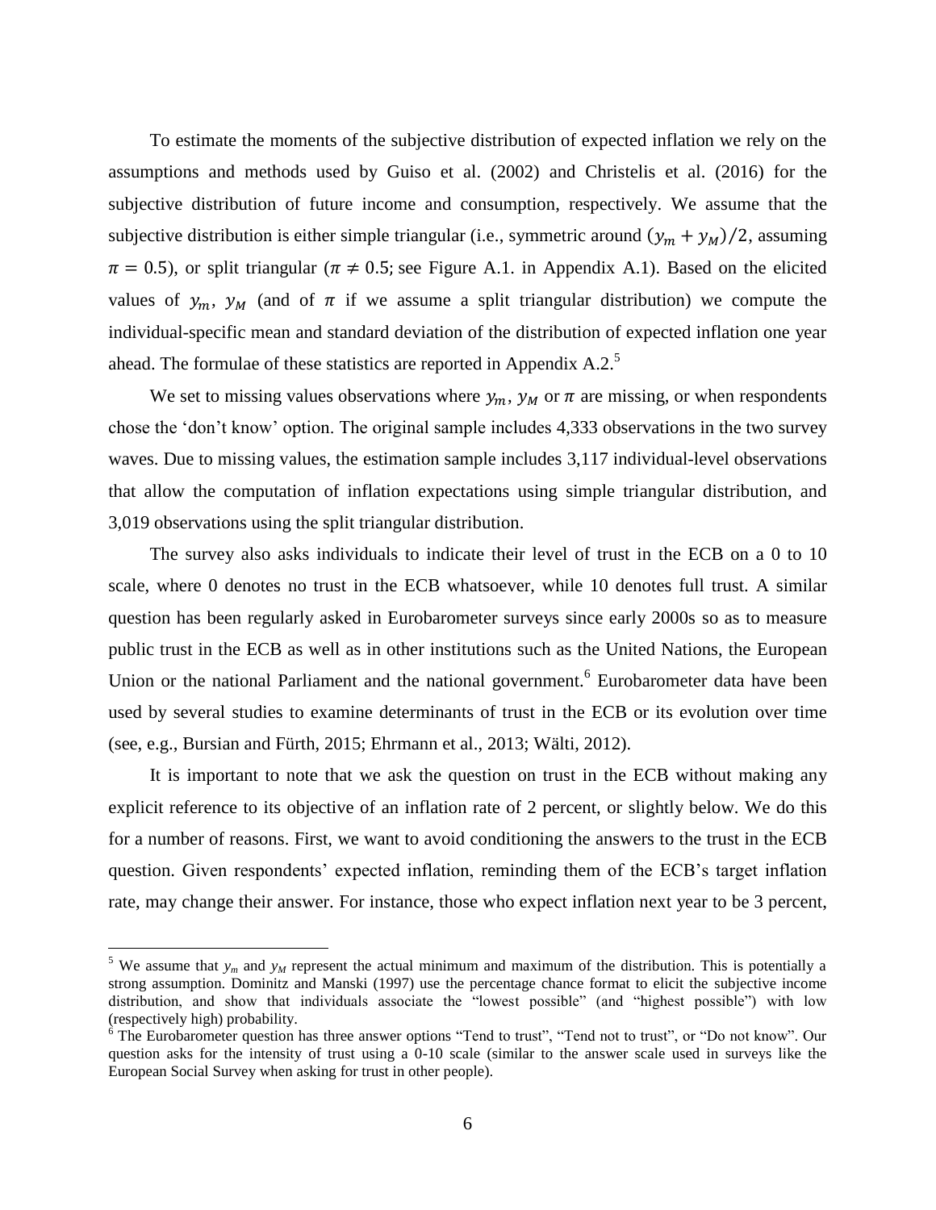To estimate the moments of the subjective distribution of expected inflation we rely on the assumptions and methods used by Guiso et al. (2002) and Christelis et al. (2016) for the subjective distribution of future income and consumption, respectively. We assume that the subjective distribution is either simple triangular (i.e., symmetric around $(y_m + y_M)/2$, assuming $\pi = 0.5$), or split triangular ($\pi \neq 0.5$; see Figure A.1. in Appendix A.1). Based on the elicited values of $y_m$, $y_M$ (and of $\pi$ if we assume a split triangular distribution) we compute the individual-specific mean and standard deviation of the distribution of expected inflation one year ahead. The formulae of these statistics are reported in Appendix A.2.[5]

We set to missing values observations where $y_m$, $y_M$ or $\pi$ are missing, or when respondents chose the 'don't know' option. The original sample includes 4,333 observations in the two survey waves. Due to missing values, the estimation sample includes 3,117 individual-level observations that allow the computation of inflation expectations using simple triangular distribution, and 3,019 observations using the split triangular distribution.

The survey also asks individuals to indicate their level of trust in the ECB on a 0 to 10 scale, where 0 denotes no trust in the ECB whatsoever, while 10 denotes full trust. A similar question has been regularly asked in Eurobarometer surveys since early 2000s so as to measure public trust in the ECB as well as in other institutions such as the United Nations, the European Union or the national Parliament and the national government.[6] Eurobarometer data have been used by several studies to examine determinants of trust in the ECB or its evolution over time (see, e.g., Bursian and Fürth, 2015; Ehrmann et al., 2013; Wälti, 2012).

It is important to note that we ask the question on trust in the ECB without making any explicit reference to its objective of an inflation rate of 2 percent, or slightly below. We do this for a number of reasons. First, we want to avoid conditioning the answers to the trust in the ECB question. Given respondents' expected inflation, reminding them of the ECB's target inflation rate, may change their answer. For instance, those who expect inflation next year to be 3 percent,

---

[5] We assume that $y_m$ and $y_M$ represent the actual minimum and maximum of the distribution. This is potentially a strong assumption. Dominitz and Manski (1997) use the percentage chance format to elicit the subjective income distribution, and show that individuals associate the "lowest possible" (and "highest possible") with low (respectively high) probability.

[6] The Eurobarometer question has three answer options "Tend to trust", "Tend not to trust", or "Do not know". Our question asks for the intensity of trust using a 0-10 scale (similar to the answer scale used in surveys like the European Social Survey when asking for trust in other people).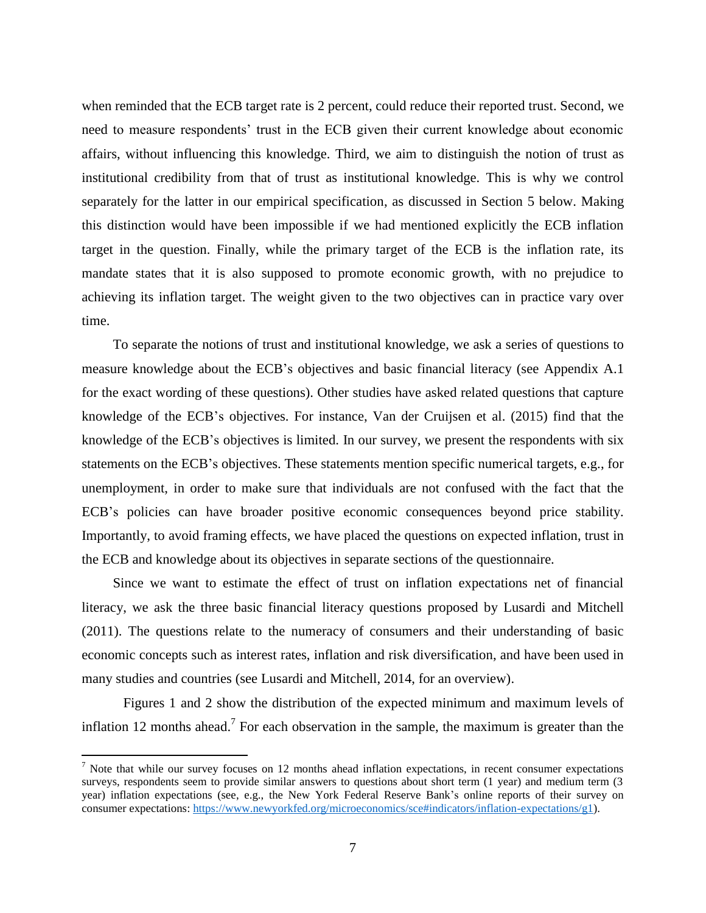when reminded that the ECB target rate is 2 percent, could reduce their reported trust. Second, we need to measure respondents' trust in the ECB given their current knowledge about economic affairs, without influencing this knowledge. Third, we aim to distinguish the notion of trust as institutional credibility from that of trust as institutional knowledge. This is why we control separately for the latter in our empirical specification, as discussed in Section 5 below. Making this distinction would have been impossible if we had mentioned explicitly the ECB inflation target in the question. Finally, while the primary target of the ECB is the inflation rate, its mandate states that it is also supposed to promote economic growth, with no prejudice to achieving its inflation target. The weight given to the two objectives can in practice vary over time.

To separate the notions of trust and institutional knowledge, we ask a series of questions to measure knowledge about the ECB's objectives and basic financial literacy (see Appendix A.1 for the exact wording of these questions). Other studies have asked related questions that capture knowledge of the ECB's objectives. For instance, Van der Cruijsen et al. (2015) find that the knowledge of the ECB's objectives is limited. In our survey, we present the respondents with six statements on the ECB's objectives. These statements mention specific numerical targets, e.g., for unemployment, in order to make sure that individuals are not confused with the fact that the ECB's policies can have broader positive economic consequences beyond price stability. Importantly, to avoid framing effects, we have placed the questions on expected inflation, trust in the ECB and knowledge about its objectives in separate sections of the questionnaire.

Since we want to estimate the effect of trust on inflation expectations net of financial literacy, we ask the three basic financial literacy questions proposed by Lusardi and Mitchell (2011). The questions relate to the numeracy of consumers and their understanding of basic economic concepts such as interest rates, inflation and risk diversification, and have been used in many studies and countries (see Lusardi and Mitchell, 2014, for an overview).

Figures 1 and 2 show the distribution of the expected minimum and maximum levels of inflation 12 months ahead.[7] For each observation in the sample, the maximum is greater than the

[7] Note that while our survey focuses on 12 months ahead inflation expectations, in recent consumer expectations surveys, respondents seem to provide similar answers to questions about short term (1 year) and medium term (3 year) inflation expectations (see, e.g., the New York Federal Reserve Bank's online reports of their survey on consumer expectations: https://www.newyorkfed.org/microeconomics/sce#indicators/inflation-expectations/g1).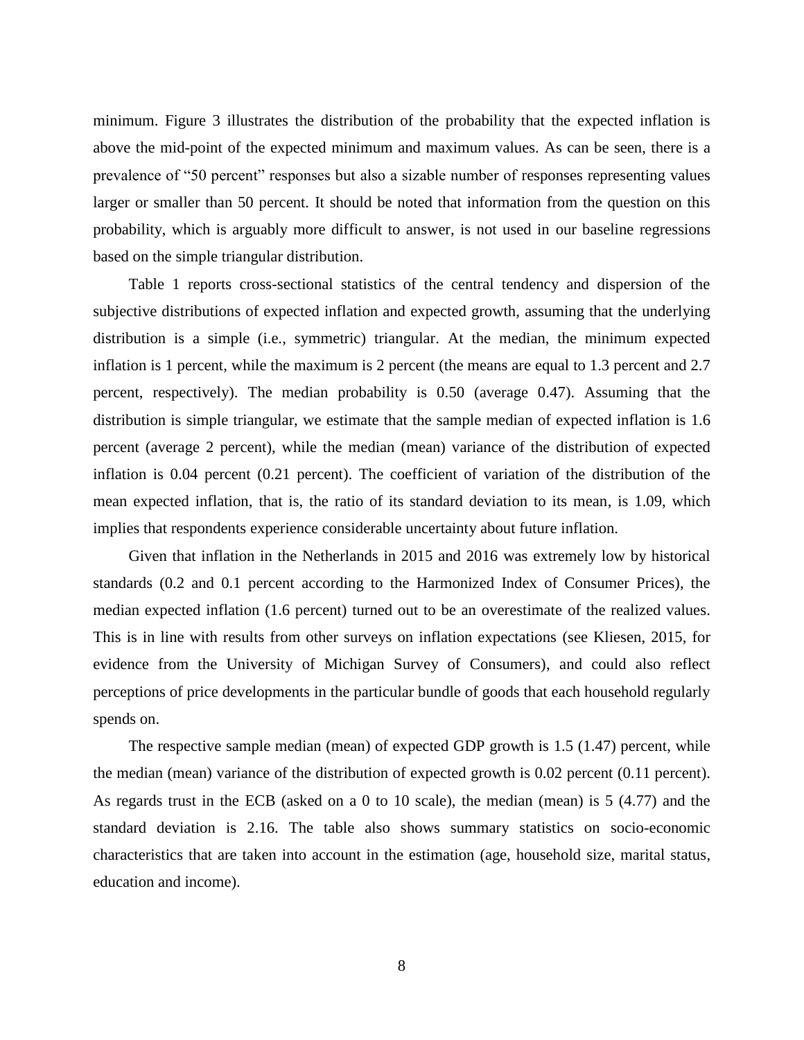minimum. Figure 3 illustrates the distribution of the probability that the expected inflation is above the mid-point of the expected minimum and maximum values. As can be seen, there is a prevalence of "50 percent" responses but also a sizable number of responses representing values larger or smaller than 50 percent. It should be noted that information from the question on this probability, which is arguably more difficult to answer, is not used in our baseline regressions based on the simple triangular distribution.

Table 1 reports cross-sectional statistics of the central tendency and dispersion of the subjective distributions of expected inflation and expected growth, assuming that the underlying distribution is a simple (i.e., symmetric) triangular. At the median, the minimum expected inflation is 1 percent, while the maximum is 2 percent (the means are equal to 1.3 percent and 2.7 percent, respectively). The median probability is 0.50 (average 0.47). Assuming that the distribution is simple triangular, we estimate that the sample median of expected inflation is 1.6 percent (average 2 percent), while the median (mean) variance of the distribution of expected inflation is 0.04 percent (0.21 percent). The coefficient of variation of the distribution of the mean expected inflation, that is, the ratio of its standard deviation to its mean, is 1.09, which implies that respondents experience considerable uncertainty about future inflation.

Given that inflation in the Netherlands in 2015 and 2016 was extremely low by historical standards (0.2 and 0.1 percent according to the Harmonized Index of Consumer Prices), the median expected inflation (1.6 percent) turned out to be an overestimate of the realized values. This is in line with results from other surveys on inflation expectations (see Kliesen, 2015, for evidence from the University of Michigan Survey of Consumers), and could also reflect perceptions of price developments in the particular bundle of goods that each household regularly spends on.

The respective sample median (mean) of expected GDP growth is 1.5 (1.47) percent, while the median (mean) variance of the distribution of expected growth is 0.02 percent (0.11 percent). As regards trust in the ECB (asked on a 0 to 10 scale), the median (mean) is 5 (4.77) and the standard deviation is 2.16. The table also shows summary statistics on socio-economic characteristics that are taken into account in the estimation (age, household size, marital status, education and income).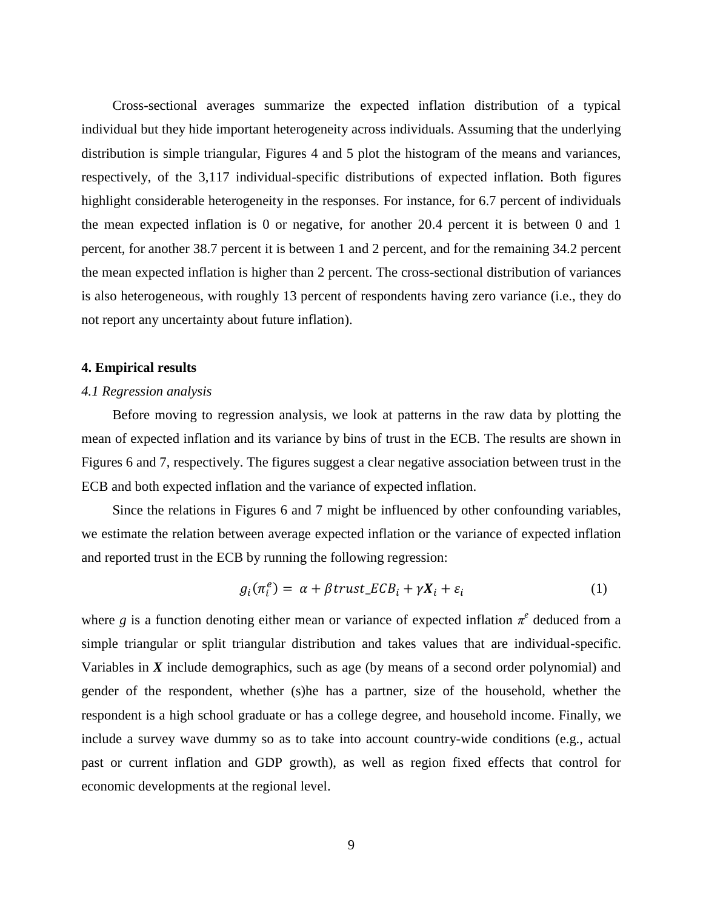Cross-sectional averages summarize the expected inflation distribution of a typical individual but they hide important heterogeneity across individuals. Assuming that the underlying distribution is simple triangular, Figures 4 and 5 plot the histogram of the means and variances, respectively, of the 3,117 individual-specific distributions of expected inflation. Both figures highlight considerable heterogeneity in the responses. For instance, for 6.7 percent of individuals the mean expected inflation is 0 or negative, for another 20.4 percent it is between 0 and 1 percent, for another 38.7 percent it is between 1 and 2 percent, and for the remaining 34.2 percent the mean expected inflation is higher than 2 percent. The cross-sectional distribution of variances is also heterogeneous, with roughly 13 percent of respondents having zero variance (i.e., they do not report any uncertainty about future inflation).

## 4. Empirical results

### *4.1 Regression analysis*

Before moving to regression analysis, we look at patterns in the raw data by plotting the mean of expected inflation and its variance by bins of trust in the ECB. The results are shown in Figures 6 and 7, respectively. The figures suggest a clear negative association between trust in the ECB and both expected inflation and the variance of expected inflation.

Since the relations in Figures 6 and 7 might be influenced by other confounding variables, we estimate the relation between average expected inflation or the variance of expected inflation and reported trust in the ECB by running the following regression:

$$g_i(\pi_i^e) = \alpha + \beta trust\_ECB_i + \gamma \boldsymbol{X}_i + \varepsilon_i \quad (1)$$

where $g$ is a function denoting either mean or variance of expected inflation $\pi^e$ deduced from a simple triangular or split triangular distribution and takes values that are individual-specific. Variables in $\boldsymbol{X}$ include demographics, such as age (by means of a second order polynomial) and gender of the respondent, whether (s)he has a partner, size of the household, whether the respondent is a high school graduate or has a college degree, and household income. Finally, we include a survey wave dummy so as to take into account country-wide conditions (e.g., actual past or current inflation and GDP growth), as well as region fixed effects that control for economic developments at the regional level.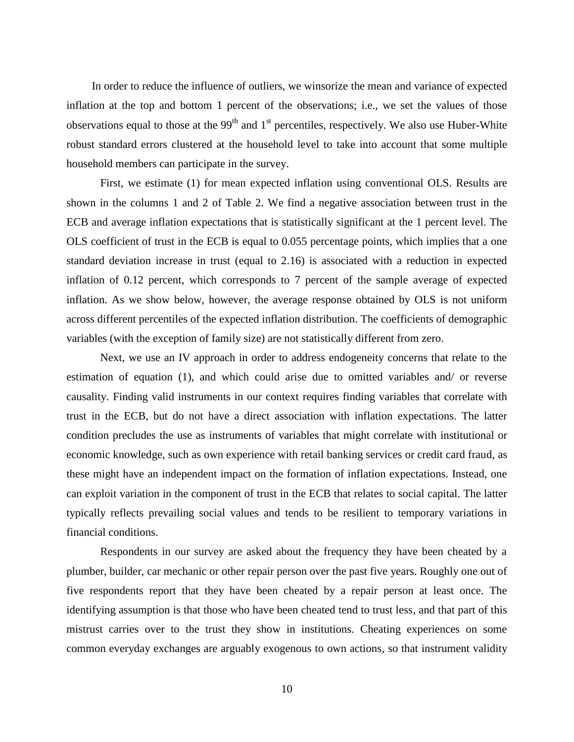In order to reduce the influence of outliers, we winsorize the mean and variance of expected inflation at the top and bottom 1 percent of the observations; i.e., we set the values of those observations equal to those at the $99^{th}$ and $1^{st}$ percentiles, respectively. We also use Huber-White robust standard errors clustered at the household level to take into account that some multiple household members can participate in the survey.

First, we estimate (1) for mean expected inflation using conventional OLS. Results are shown in the columns 1 and 2 of Table 2. We find a negative association between trust in the ECB and average inflation expectations that is statistically significant at the 1 percent level. The OLS coefficient of trust in the ECB is equal to 0.055 percentage points, which implies that a one standard deviation increase in trust (equal to 2.16) is associated with a reduction in expected inflation of 0.12 percent, which corresponds to 7 percent of the sample average of expected inflation. As we show below, however, the average response obtained by OLS is not uniform across different percentiles of the expected inflation distribution. The coefficients of demographic variables (with the exception of family size) are not statistically different from zero.

Next, we use an IV approach in order to address endogeneity concerns that relate to the estimation of equation (1), and which could arise due to omitted variables and/ or reverse causality. Finding valid instruments in our context requires finding variables that correlate with trust in the ECB, but do not have a direct association with inflation expectations. The latter condition precludes the use as instruments of variables that might correlate with institutional or economic knowledge, such as own experience with retail banking services or credit card fraud, as these might have an independent impact on the formation of inflation expectations. Instead, one can exploit variation in the component of trust in the ECB that relates to social capital. The latter typically reflects prevailing social values and tends to be resilient to temporary variations in financial conditions.

Respondents in our survey are asked about the frequency they have been cheated by a plumber, builder, car mechanic or other repair person over the past five years. Roughly one out of five respondents report that they have been cheated by a repair person at least once. The identifying assumption is that those who have been cheated tend to trust less, and that part of this mistrust carries over to the trust they show in institutions. Cheating experiences on some common everyday exchanges are arguably exogenous to own actions, so that instrument validity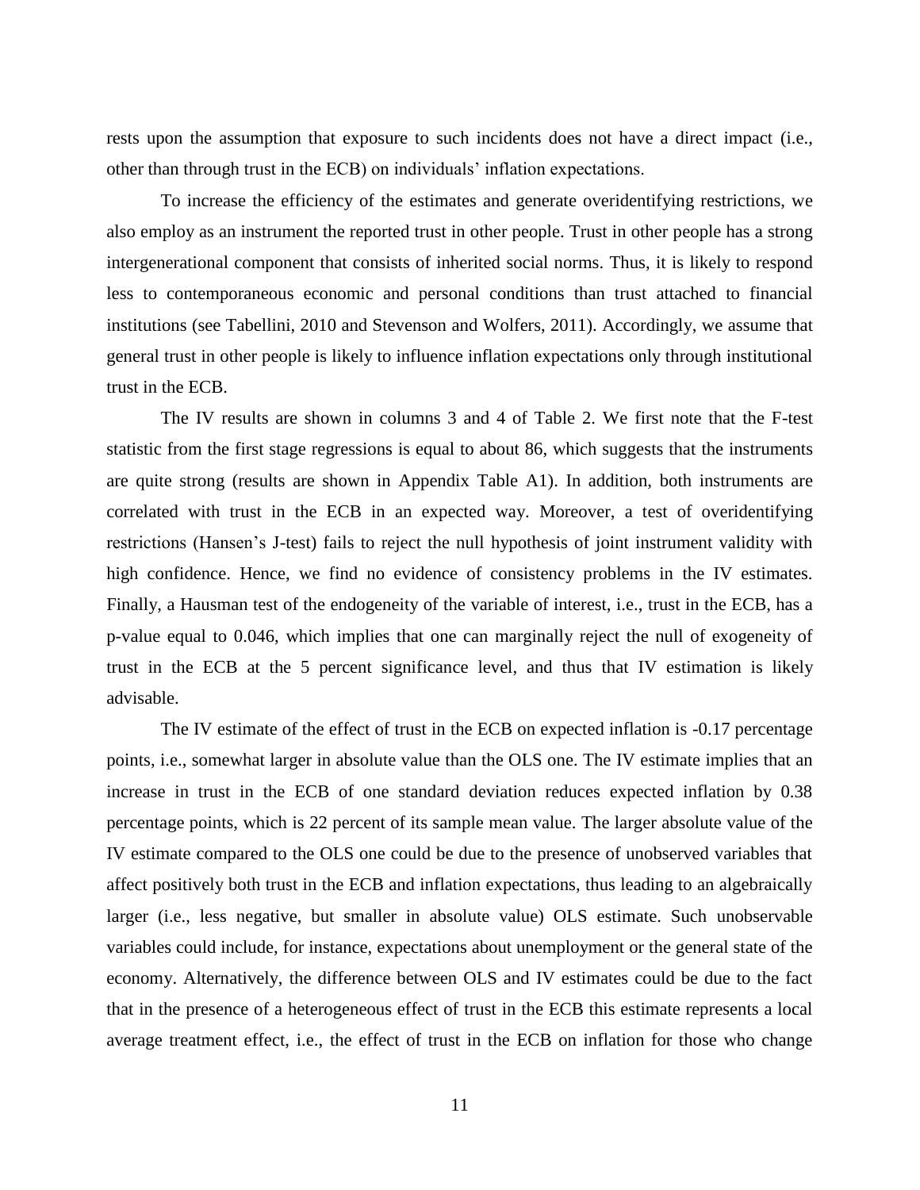rests upon the assumption that exposure to such incidents does not have a direct impact (i.e., other than through trust in the ECB) on individuals' inflation expectations.

To increase the efficiency of the estimates and generate overidentifying restrictions, we also employ as an instrument the reported trust in other people. Trust in other people has a strong intergenerational component that consists of inherited social norms. Thus, it is likely to respond less to contemporaneous economic and personal conditions than trust attached to financial institutions (see Tabellini, 2010 and Stevenson and Wolfers, 2011). Accordingly, we assume that general trust in other people is likely to influence inflation expectations only through institutional trust in the ECB.

The IV results are shown in columns 3 and 4 of Table 2. We first note that the F-test statistic from the first stage regressions is equal to about 86, which suggests that the instruments are quite strong (results are shown in Appendix Table A1). In addition, both instruments are correlated with trust in the ECB in an expected way. Moreover, a test of overidentifying restrictions (Hansen's J-test) fails to reject the null hypothesis of joint instrument validity with high confidence. Hence, we find no evidence of consistency problems in the IV estimates. Finally, a Hausman test of the endogeneity of the variable of interest, i.e., trust in the ECB, has a p-value equal to 0.046, which implies that one can marginally reject the null of exogeneity of trust in the ECB at the 5 percent significance level, and thus that IV estimation is likely advisable.

The IV estimate of the effect of trust in the ECB on expected inflation is -0.17 percentage points, i.e., somewhat larger in absolute value than the OLS one. The IV estimate implies that an increase in trust in the ECB of one standard deviation reduces expected inflation by 0.38 percentage points, which is 22 percent of its sample mean value. The larger absolute value of the IV estimate compared to the OLS one could be due to the presence of unobserved variables that affect positively both trust in the ECB and inflation expectations, thus leading to an algebraically larger (i.e., less negative, but smaller in absolute value) OLS estimate. Such unobservable variables could include, for instance, expectations about unemployment or the general state of the economy. Alternatively, the difference between OLS and IV estimates could be due to the fact that in the presence of a heterogeneous effect of trust in the ECB this estimate represents a local average treatment effect, i.e., the effect of trust in the ECB on inflation for those who change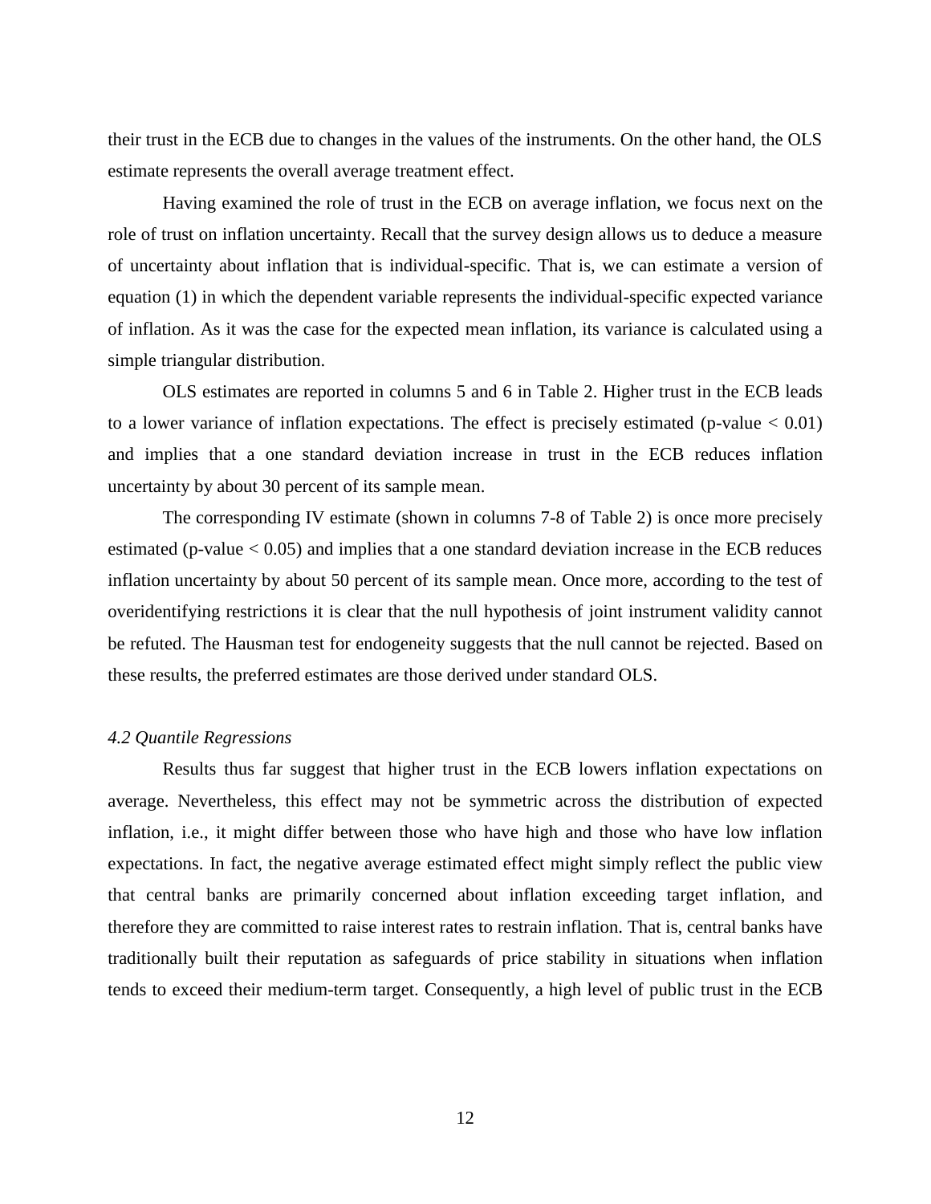their trust in the ECB due to changes in the values of the instruments. On the other hand, the OLS estimate represents the overall average treatment effect.

Having examined the role of trust in the ECB on average inflation, we focus next on the role of trust on inflation uncertainty. Recall that the survey design allows us to deduce a measure of uncertainty about inflation that is individual-specific. That is, we can estimate a version of equation (1) in which the dependent variable represents the individual-specific expected variance of inflation. As it was the case for the expected mean inflation, its variance is calculated using a simple triangular distribution.

OLS estimates are reported in columns 5 and 6 in Table 2. Higher trust in the ECB leads to a lower variance of inflation expectations. The effect is precisely estimated (p-value $< 0.01$) and implies that a one standard deviation increase in trust in the ECB reduces inflation uncertainty by about 30 percent of its sample mean.

The corresponding IV estimate (shown in columns 7-8 of Table 2) is once more precisely estimated (p-value $< 0.05$) and implies that a one standard deviation increase in the ECB reduces inflation uncertainty by about 50 percent of its sample mean. Once more, according to the test of overidentifying restrictions it is clear that the null hypothesis of joint instrument validity cannot be refuted. The Hausman test for endogeneity suggests that the null cannot be rejected. Based on these results, the preferred estimates are those derived under standard OLS.

### *4.2 Quantile Regressions*

Results thus far suggest that higher trust in the ECB lowers inflation expectations on average. Nevertheless, this effect may not be symmetric across the distribution of expected inflation, i.e., it might differ between those who have high and those who have low inflation expectations. In fact, the negative average estimated effect might simply reflect the public view that central banks are primarily concerned about inflation exceeding target inflation, and therefore they are committed to raise interest rates to restrain inflation. That is, central banks have traditionally built their reputation as safeguards of price stability in situations when inflation tends to exceed their medium-term target. Consequently, a high level of public trust in the ECB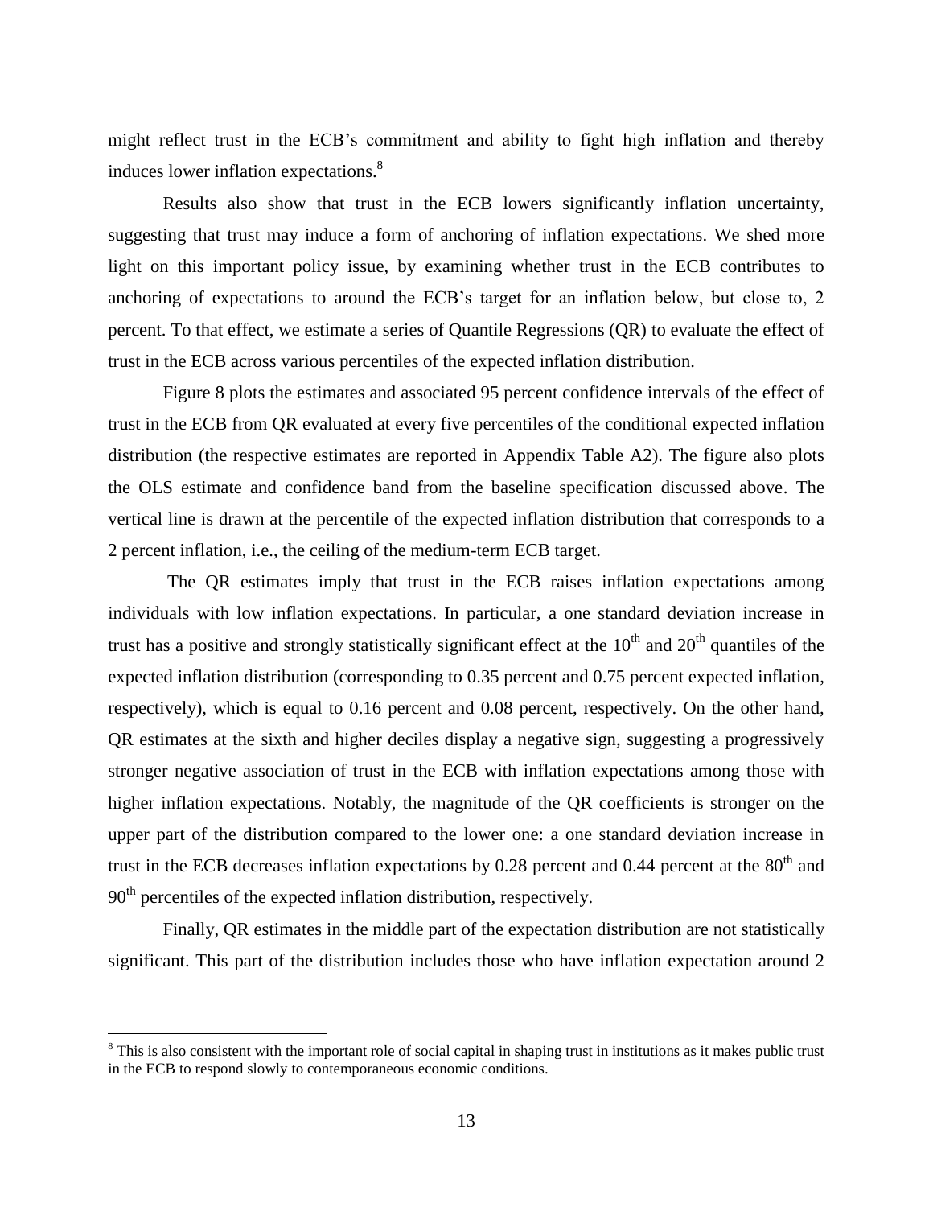might reflect trust in the ECB's commitment and ability to fight high inflation and thereby induces lower inflation expectations.[8]

Results also show that trust in the ECB lowers significantly inflation uncertainty, suggesting that trust may induce a form of anchoring of inflation expectations. We shed more light on this important policy issue, by examining whether trust in the ECB contributes to anchoring of expectations to around the ECB's target for an inflation below, but close to, 2 percent. To that effect, we estimate a series of Quantile Regressions (QR) to evaluate the effect of trust in the ECB across various percentiles of the expected inflation distribution.

Figure 8 plots the estimates and associated 95 percent confidence intervals of the effect of trust in the ECB from QR evaluated at every five percentiles of the conditional expected inflation distribution (the respective estimates are reported in Appendix Table A2). The figure also plots the OLS estimate and confidence band from the baseline specification discussed above. The vertical line is drawn at the percentile of the expected inflation distribution that corresponds to a 2 percent inflation, i.e., the ceiling of the medium-term ECB target.

The QR estimates imply that trust in the ECB raises inflation expectations among individuals with low inflation expectations. In particular, a one standard deviation increase in trust has a positive and strongly statistically significant effect at the $10^{th}$ and $20^{th}$ quantiles of the expected inflation distribution (corresponding to 0.35 percent and 0.75 percent expected inflation, respectively), which is equal to 0.16 percent and 0.08 percent, respectively. On the other hand, QR estimates at the sixth and higher deciles display a negative sign, suggesting a progressively stronger negative association of trust in the ECB with inflation expectations among those with higher inflation expectations. Notably, the magnitude of the QR coefficients is stronger on the upper part of the distribution compared to the lower one: a one standard deviation increase in trust in the ECB decreases inflation expectations by 0.28 percent and 0.44 percent at the $80^{th}$ and $90^{th}$ percentiles of the expected inflation distribution, respectively.

Finally, QR estimates in the middle part of the expectation distribution are not statistically significant. This part of the distribution includes those who have inflation expectation around 2

[8] This is also consistent with the important role of social capital in shaping trust in institutions as it makes public trust in the ECB to respond slowly to contemporaneous economic conditions.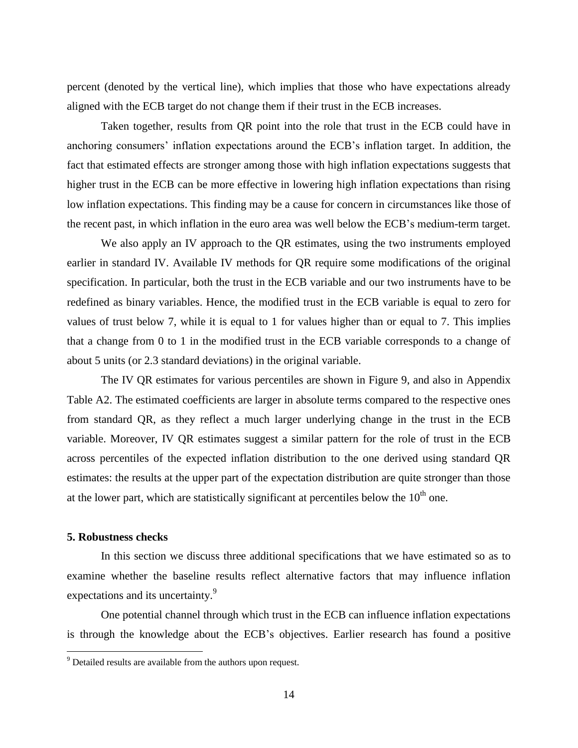percent (denoted by the vertical line), which implies that those who have expectations already aligned with the ECB target do not change them if their trust in the ECB increases.

Taken together, results from QR point into the role that trust in the ECB could have in anchoring consumers' inflation expectations around the ECB's inflation target. In addition, the fact that estimated effects are stronger among those with high inflation expectations suggests that higher trust in the ECB can be more effective in lowering high inflation expectations than rising low inflation expectations. This finding may be a cause for concern in circumstances like those of the recent past, in which inflation in the euro area was well below the ECB's medium-term target.

We also apply an IV approach to the QR estimates, using the two instruments employed earlier in standard IV. Available IV methods for QR require some modifications of the original specification. In particular, both the trust in the ECB variable and our two instruments have to be redefined as binary variables. Hence, the modified trust in the ECB variable is equal to zero for values of trust below 7, while it is equal to 1 for values higher than or equal to 7. This implies that a change from 0 to 1 in the modified trust in the ECB variable corresponds to a change of about 5 units (or 2.3 standard deviations) in the original variable.

The IV QR estimates for various percentiles are shown in Figure 9, and also in Appendix Table A2. The estimated coefficients are larger in absolute terms compared to the respective ones from standard QR, as they reflect a much larger underlying change in the trust in the ECB variable. Moreover, IV QR estimates suggest a similar pattern for the role of trust in the ECB across percentiles of the expected inflation distribution to the one derived using standard QR estimates: the results at the upper part of the expectation distribution are quite stronger than those at the lower part, which are statistically significant at percentiles below the 10th one.

## 5. Robustness checks

In this section we discuss three additional specifications that we have estimated so as to examine whether the baseline results reflect alternative factors that may influence inflation expectations and its uncertainty.[9]

One potential channel through which trust in the ECB can influence inflation expectations is through the knowledge about the ECB's objectives. Earlier research has found a positive

[9] Detailed results are available from the authors upon request.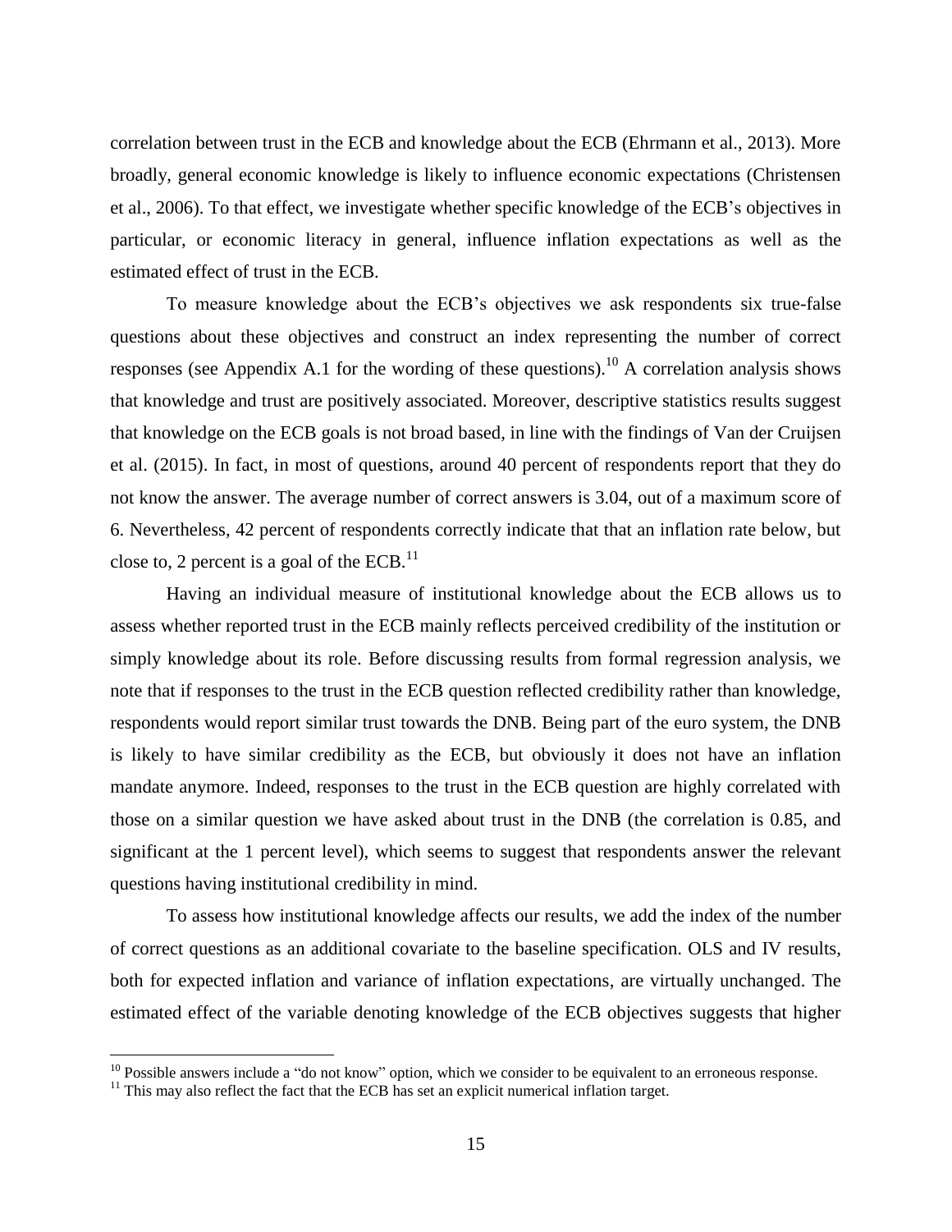correlation between trust in the ECB and knowledge about the ECB (Ehrmann et al., 2013). More broadly, general economic knowledge is likely to influence economic expectations (Christensen et al., 2006). To that effect, we investigate whether specific knowledge of the ECB's objectives in particular, or economic literacy in general, influence inflation expectations as well as the estimated effect of trust in the ECB.

To measure knowledge about the ECB's objectives we ask respondents six true-false questions about these objectives and construct an index representing the number of correct responses (see Appendix A.1 for the wording of these questions).[10] A correlation analysis shows that knowledge and trust are positively associated. Moreover, descriptive statistics results suggest that knowledge on the ECB goals is not broad based, in line with the findings of Van der Cruijsen et al. (2015). In fact, in most of questions, around 40 percent of respondents report that they do not know the answer. The average number of correct answers is 3.04, out of a maximum score of 6. Nevertheless, 42 percent of respondents correctly indicate that that an inflation rate below, but close to, 2 percent is a goal of the ECB.[11]

Having an individual measure of institutional knowledge about the ECB allows us to assess whether reported trust in the ECB mainly reflects perceived credibility of the institution or simply knowledge about its role. Before discussing results from formal regression analysis, we note that if responses to the trust in the ECB question reflected credibility rather than knowledge, respondents would report similar trust towards the DNB. Being part of the euro system, the DNB is likely to have similar credibility as the ECB, but obviously it does not have an inflation mandate anymore. Indeed, responses to the trust in the ECB question are highly correlated with those on a similar question we have asked about trust in the DNB (the correlation is 0.85, and significant at the 1 percent level), which seems to suggest that respondents answer the relevant questions having institutional credibility in mind.

To assess how institutional knowledge affects our results, we add the index of the number of correct questions as an additional covariate to the baseline specification. OLS and IV results, both for expected inflation and variance of inflation expectations, are virtually unchanged. The estimated effect of the variable denoting knowledge of the ECB objectives suggests that higher

[10] Possible answers include a "do not know" option, which we consider to be equivalent to an erroneous response.

[11] This may also reflect the fact that the ECB has set an explicit numerical inflation target.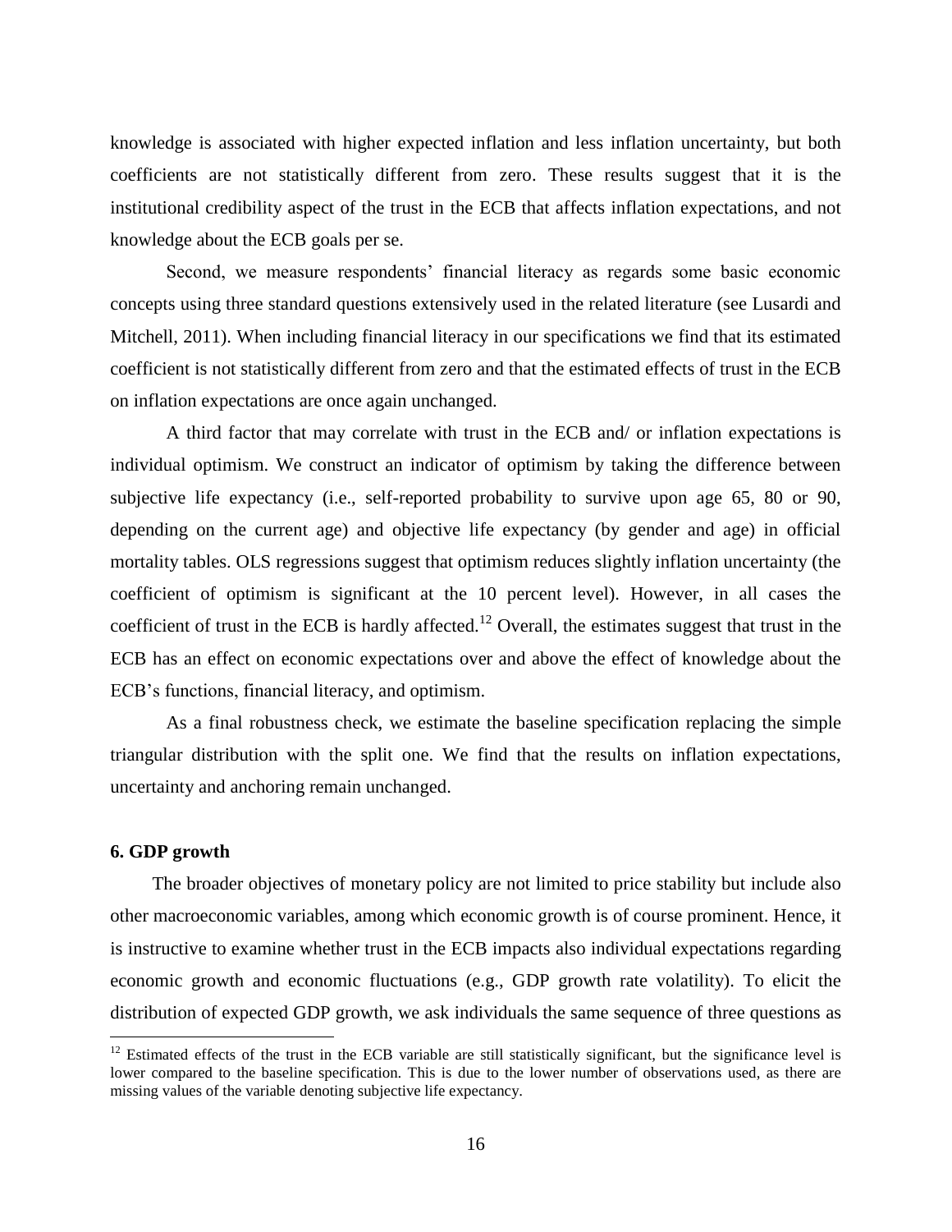knowledge is associated with higher expected inflation and less inflation uncertainty, but both coefficients are not statistically different from zero. These results suggest that it is the institutional credibility aspect of the trust in the ECB that affects inflation expectations, and not knowledge about the ECB goals per se.

Second, we measure respondents' financial literacy as regards some basic economic concepts using three standard questions extensively used in the related literature (see Lusardi and Mitchell, 2011). When including financial literacy in our specifications we find that its estimated coefficient is not statistically different from zero and that the estimated effects of trust in the ECB on inflation expectations are once again unchanged.

A third factor that may correlate with trust in the ECB and/ or inflation expectations is individual optimism. We construct an indicator of optimism by taking the difference between subjective life expectancy (i.e., self-reported probability to survive upon age 65, 80 or 90, depending on the current age) and objective life expectancy (by gender and age) in official mortality tables. OLS regressions suggest that optimism reduces slightly inflation uncertainty (the coefficient of optimism is significant at the 10 percent level). However, in all cases the coefficient of trust in the ECB is hardly affected.[12] Overall, the estimates suggest that trust in the ECB has an effect on economic expectations over and above the effect of knowledge about the ECB's functions, financial literacy, and optimism.

As a final robustness check, we estimate the baseline specification replacing the simple triangular distribution with the split one. We find that the results on inflation expectations, uncertainty and anchoring remain unchanged.

## 6. GDP growth

The broader objectives of monetary policy are not limited to price stability but include also other macroeconomic variables, among which economic growth is of course prominent. Hence, it is instructive to examine whether trust in the ECB impacts also individual expectations regarding economic growth and economic fluctuations (e.g., GDP growth rate volatility). To elicit the distribution of expected GDP growth, we ask individuals the same sequence of three questions as

[12] Estimated effects of the trust in the ECB variable are still statistically significant, but the significance level is lower compared to the baseline specification. This is due to the lower number of observations used, as there are missing values of the variable denoting subjective life expectancy.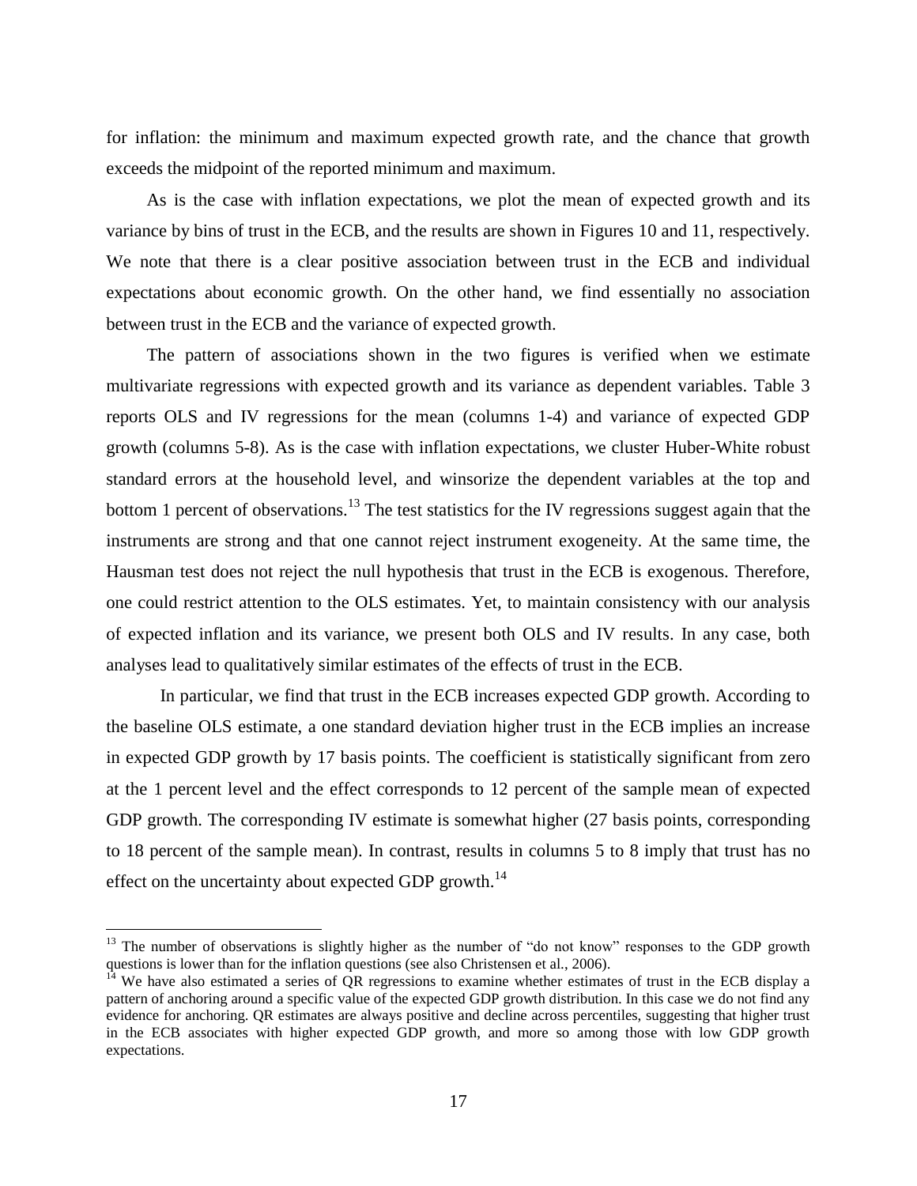for inflation: the minimum and maximum expected growth rate, and the chance that growth exceeds the midpoint of the reported minimum and maximum.

As is the case with inflation expectations, we plot the mean of expected growth and its variance by bins of trust in the ECB, and the results are shown in Figures 10 and 11, respectively. We note that there is a clear positive association between trust in the ECB and individual expectations about economic growth. On the other hand, we find essentially no association between trust in the ECB and the variance of expected growth.

The pattern of associations shown in the two figures is verified when we estimate multivariate regressions with expected growth and its variance as dependent variables. Table 3 reports OLS and IV regressions for the mean (columns 1-4) and variance of expected GDP growth (columns 5-8). As is the case with inflation expectations, we cluster Huber-White robust standard errors at the household level, and winsorize the dependent variables at the top and bottom 1 percent of observations.[13] The test statistics for the IV regressions suggest again that the instruments are strong and that one cannot reject instrument exogeneity. At the same time, the Hausman test does not reject the null hypothesis that trust in the ECB is exogenous. Therefore, one could restrict attention to the OLS estimates. Yet, to maintain consistency with our analysis of expected inflation and its variance, we present both OLS and IV results. In any case, both analyses lead to qualitatively similar estimates of the effects of trust in the ECB.

In particular, we find that trust in the ECB increases expected GDP growth. According to the baseline OLS estimate, a one standard deviation higher trust in the ECB implies an increase in expected GDP growth by 17 basis points. The coefficient is statistically significant from zero at the 1 percent level and the effect corresponds to 12 percent of the sample mean of expected GDP growth. The corresponding IV estimate is somewhat higher (27 basis points, corresponding to 18 percent of the sample mean). In contrast, results in columns 5 to 8 imply that trust has no effect on the uncertainty about expected GDP growth.[14]

---

[13] The number of observations is slightly higher as the number of "do not know" responses to the GDP growth questions is lower than for the inflation questions (see also Christensen et al., 2006).

[14] We have also estimated a series of QR regressions to examine whether estimates of trust in the ECB display a pattern of anchoring around a specific value of the expected GDP growth distribution. In this case we do not find any evidence for anchoring. QR estimates are always positive and decline across percentiles, suggesting that higher trust in the ECB associates with higher expected GDP growth, and more so among those with low GDP growth expectations.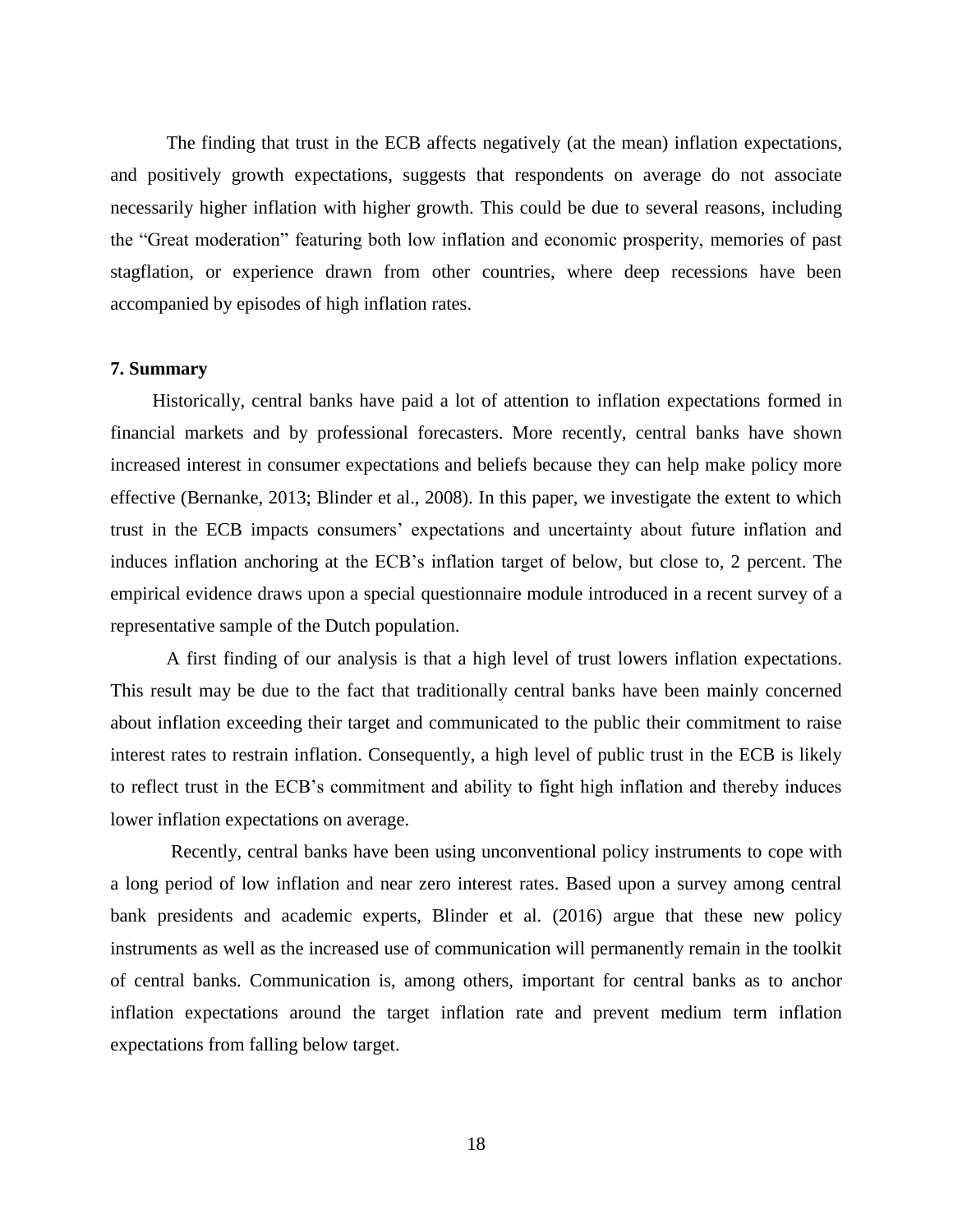The finding that trust in the ECB affects negatively (at the mean) inflation expectations, and positively growth expectations, suggests that respondents on average do not associate necessarily higher inflation with higher growth. This could be due to several reasons, including the "Great moderation" featuring both low inflation and economic prosperity, memories of past stagflation, or experience drawn from other countries, where deep recessions have been accompanied by episodes of high inflation rates.

## 7. Summary

Historically, central banks have paid a lot of attention to inflation expectations formed in financial markets and by professional forecasters. More recently, central banks have shown increased interest in consumer expectations and beliefs because they can help make policy more effective (Bernanke, 2013; Blinder et al., 2008). In this paper, we investigate the extent to which trust in the ECB impacts consumers' expectations and uncertainty about future inflation and induces inflation anchoring at the ECB's inflation target of below, but close to, 2 percent. The empirical evidence draws upon a special questionnaire module introduced in a recent survey of a representative sample of the Dutch population.

A first finding of our analysis is that a high level of trust lowers inflation expectations. This result may be due to the fact that traditionally central banks have been mainly concerned about inflation exceeding their target and communicated to the public their commitment to raise interest rates to restrain inflation. Consequently, a high level of public trust in the ECB is likely to reflect trust in the ECB's commitment and ability to fight high inflation and thereby induces lower inflation expectations on average.

Recently, central banks have been using unconventional policy instruments to cope with a long period of low inflation and near zero interest rates. Based upon a survey among central bank presidents and academic experts, Blinder et al. (2016) argue that these new policy instruments as well as the increased use of communication will permanently remain in the toolkit of central banks. Communication is, among others, important for central banks as to anchor inflation expectations around the target inflation rate and prevent medium term inflation expectations from falling below target.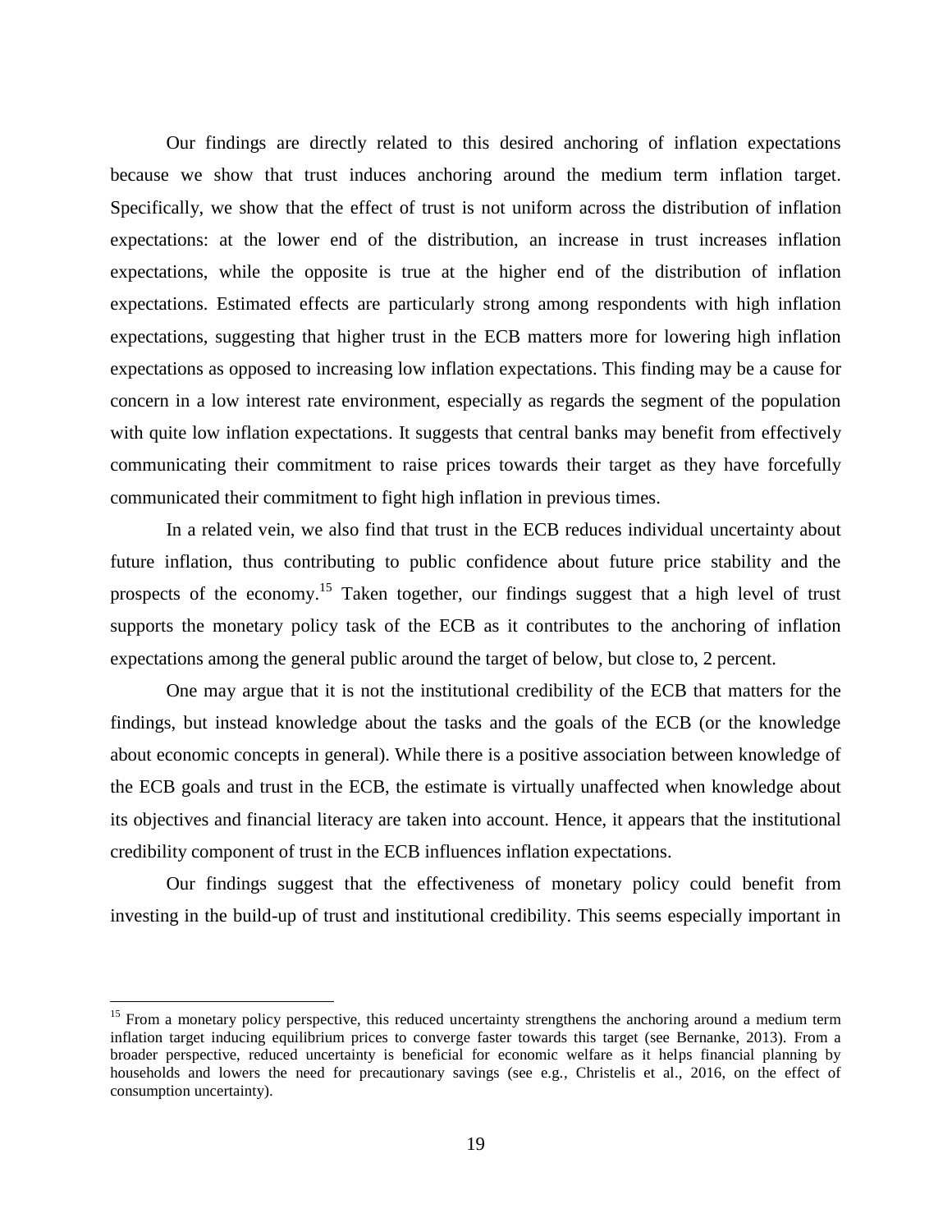Our findings are directly related to this desired anchoring of inflation expectations because we show that trust induces anchoring around the medium term inflation target. Specifically, we show that the effect of trust is not uniform across the distribution of inflation expectations: at the lower end of the distribution, an increase in trust increases inflation expectations, while the opposite is true at the higher end of the distribution of inflation expectations. Estimated effects are particularly strong among respondents with high inflation expectations, suggesting that higher trust in the ECB matters more for lowering high inflation expectations as opposed to increasing low inflation expectations. This finding may be a cause for concern in a low interest rate environment, especially as regards the segment of the population with quite low inflation expectations. It suggests that central banks may benefit from effectively communicating their commitment to raise prices towards their target as they have forcefully communicated their commitment to fight high inflation in previous times.

In a related vein, we also find that trust in the ECB reduces individual uncertainty about future inflation, thus contributing to public confidence about future price stability and the prospects of the economy.[15] Taken together, our findings suggest that a high level of trust supports the monetary policy task of the ECB as it contributes to the anchoring of inflation expectations among the general public around the target of below, but close to, 2 percent.

One may argue that it is not the institutional credibility of the ECB that matters for the findings, but instead knowledge about the tasks and the goals of the ECB (or the knowledge about economic concepts in general). While there is a positive association between knowledge of the ECB goals and trust in the ECB, the estimate is virtually unaffected when knowledge about its objectives and financial literacy are taken into account. Hence, it appears that the institutional credibility component of trust in the ECB influences inflation expectations.

Our findings suggest that the effectiveness of monetary policy could benefit from investing in the build-up of trust and institutional credibility. This seems especially important in

[15] From a monetary policy perspective, this reduced uncertainty strengthens the anchoring around a medium term inflation target inducing equilibrium prices to converge faster towards this target (see Bernanke, 2013). From a broader perspective, reduced uncertainty is beneficial for economic welfare as it helps financial planning by households and lowers the need for precautionary savings (see e.g., Christelis et al., 2016, on the effect of consumption uncertainty).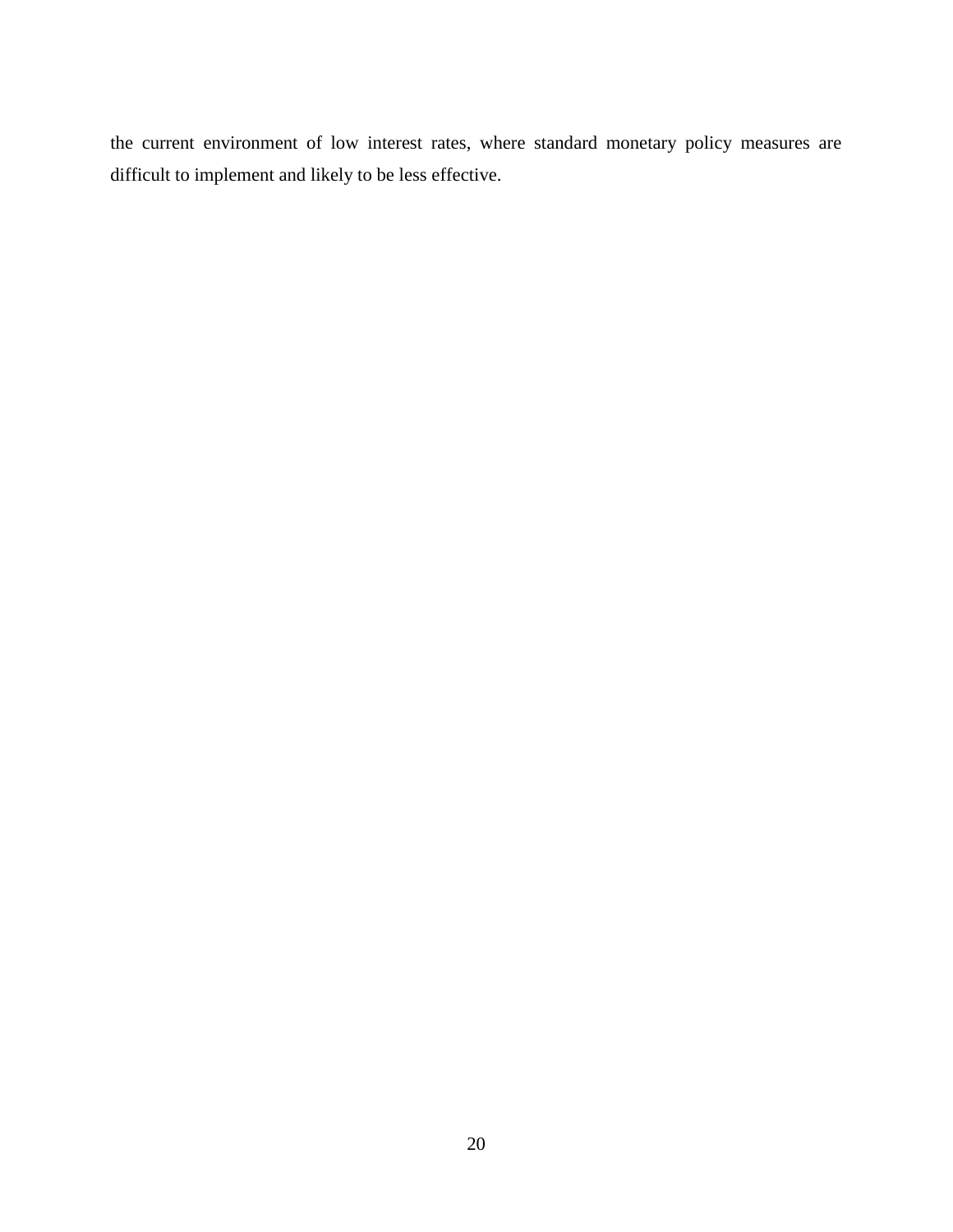the current environment of low interest rates, where standard monetary policy measures are difficult to implement and likely to be less effective.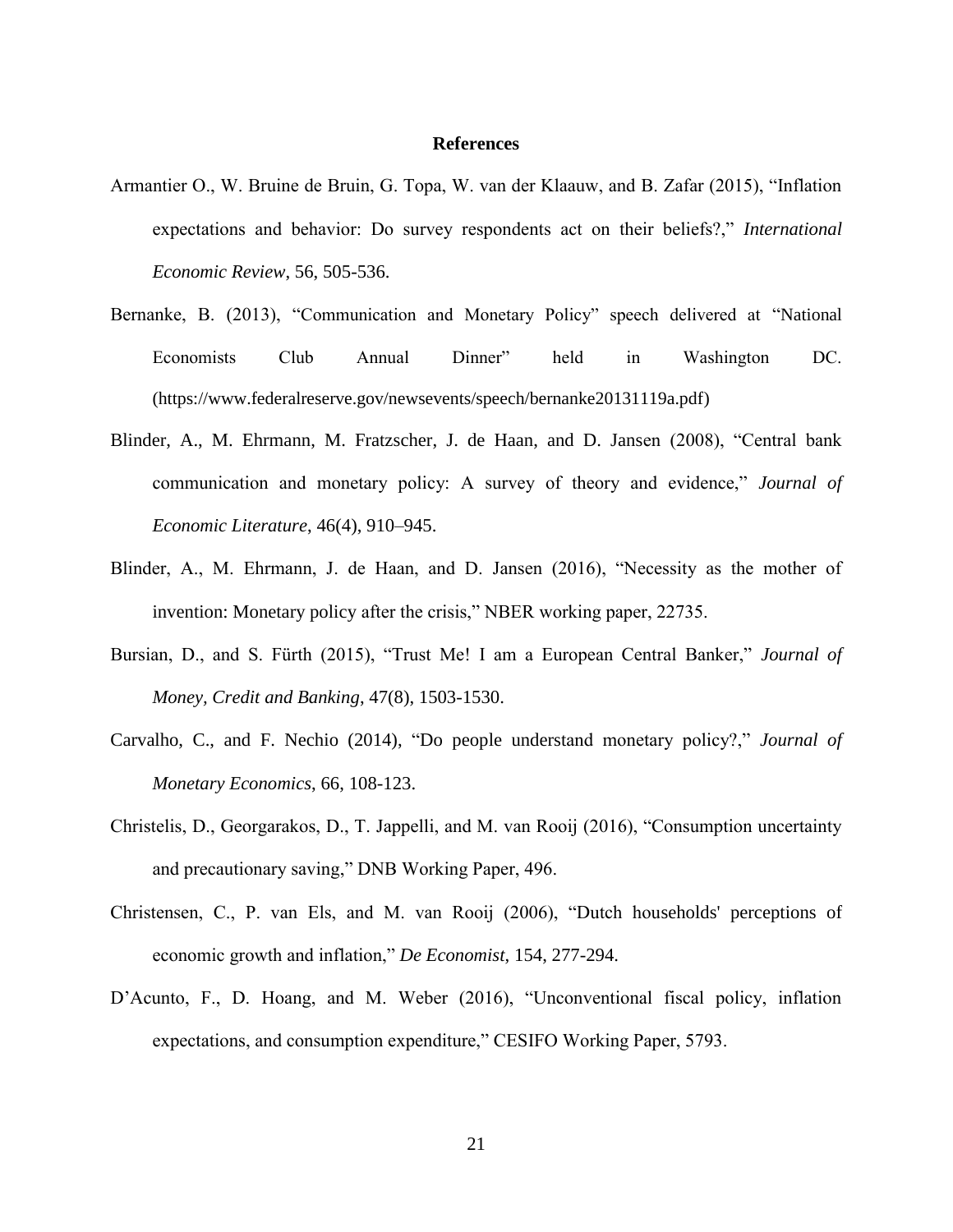## References

Armantier O., W. Bruine de Bruin, G. Topa, W. van der Klaauw, and B. Zafar (2015), "Inflation expectations and behavior: Do survey respondents act on their beliefs?," *International Economic Review*, 56, 505-536.

Bernanke, B. (2013), "Communication and Monetary Policy" speech delivered at "National Economists Club Annual Dinner" held in Washington DC. (https://www.federalreserve.gov/newsevents/speech/bernanke20131119a.pdf)

Blinder, A., M. Ehrmann, M. Fratzscher, J. de Haan, and D. Jansen (2008), "Central bank communication and monetary policy: A survey of theory and evidence," *Journal of Economic Literature*, 46(4), 910–945.

Blinder, A., M. Ehrmann, J. de Haan, and D. Jansen (2016), "Necessity as the mother of invention: Monetary policy after the crisis," NBER working paper, 22735.

Bursian, D., and S. Fürth (2015), "Trust Me! I am a European Central Banker," *Journal of Money, Credit and Banking*, 47(8), 1503-1530.

Carvalho, C., and F. Nechio (2014), "Do people understand monetary policy?," *Journal of Monetary Economics*, 66, 108-123.

Christelis, D., Georgarakos, D., T. Jappelli, and M. van Rooij (2016), "Consumption uncertainty and precautionary saving," DNB Working Paper, 496.

Christensen, C., P. van Els, and M. van Rooij (2006), "Dutch households' perceptions of economic growth and inflation," *De Economist*, 154, 277-294.

D'Acunto, F., D. Hoang, and M. Weber (2016), "Unconventional fiscal policy, inflation expectations, and consumption expenditure," CESIFO Working Paper, 5793.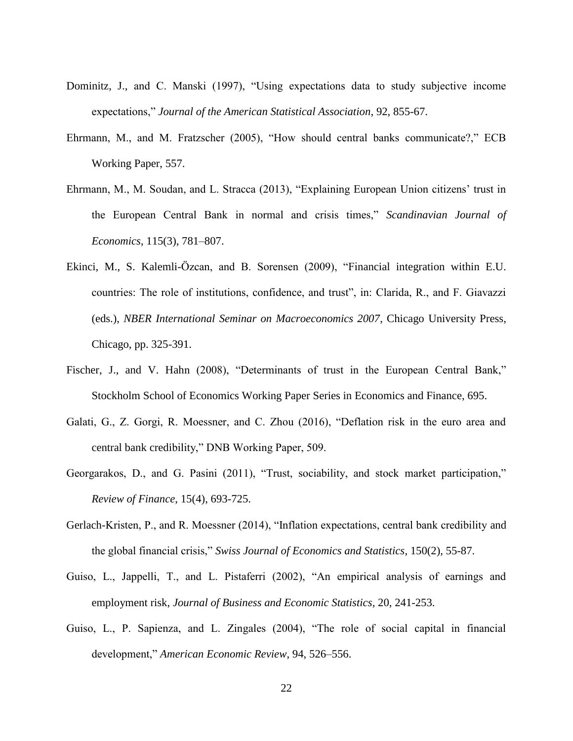Dominitz, J., and C. Manski (1997), "Using expectations data to study subjective income expectations," *Journal of the American Statistical Association*, 92, 855-67.

Ehrmann, M., and M. Fratzscher (2005), "How should central banks communicate?," ECB Working Paper, 557.

Ehrmann, M., M. Soudan, and L. Stracca (2013), "Explaining European Union citizens' trust in the European Central Bank in normal and crisis times," *Scandinavian Journal of Economics*, 115(3), 781–807.

Ekinci, M., S. Kalemli-Özcan, and B. Sorensen (2009), "Financial integration within E.U. countries: The role of institutions, confidence, and trust", in: Clarida, R., and F. Giavazzi (eds.), *NBER International Seminar on Macroeconomics 2007*, Chicago University Press, Chicago, pp. 325-391.

Fischer, J., and V. Hahn (2008), "Determinants of trust in the European Central Bank," Stockholm School of Economics Working Paper Series in Economics and Finance, 695.

Galati, G., Z. Gorgi, R. Moessner, and C. Zhou (2016), "Deflation risk in the euro area and central bank credibility," DNB Working Paper, 509.

Georgarakos, D., and G. Pasini (2011), "Trust, sociability, and stock market participation," *Review of Finance*, 15(4), 693-725.

Gerlach-Kristen, P., and R. Moessner (2014), "Inflation expectations, central bank credibility and the global financial crisis," *Swiss Journal of Economics and Statistics*, 150(2), 55-87.

Guiso, L., Jappelli, T., and L. Pistaferri (2002), "An empirical analysis of earnings and employment risk, *Journal of Business and Economic Statistics*, 20, 241-253.

Guiso, L., P. Sapienza, and L. Zingales (2004), "The role of social capital in financial development," *American Economic Review*, 94, 526–556.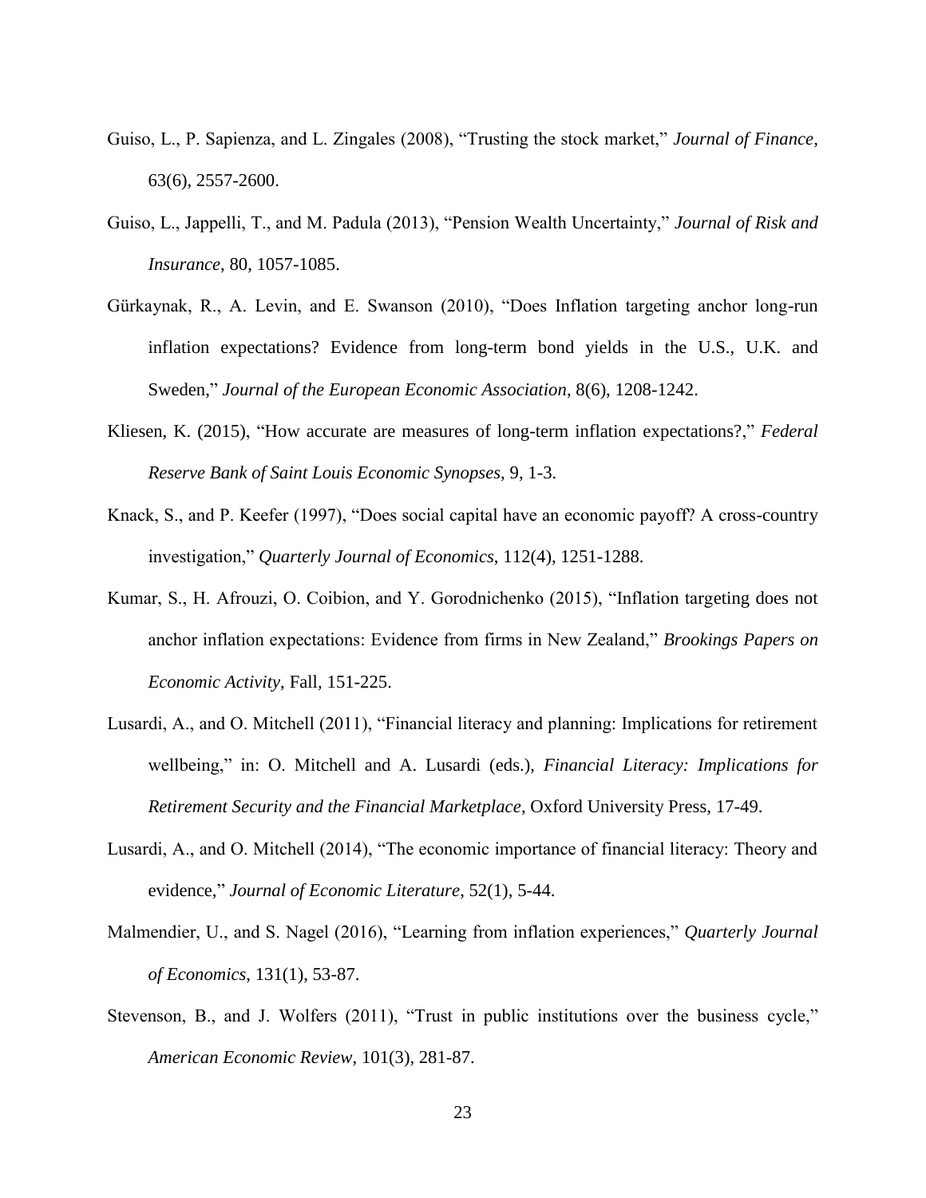Guiso, L., P. Sapienza, and L. Zingales (2008), "Trusting the stock market," *Journal of Finance*, 63(6), 2557-2600.

Guiso, L., Jappelli, T., and M. Padula (2013), "Pension Wealth Uncertainty," *Journal of Risk and Insurance*, 80, 1057-1085.

Gürkaynak, R., A. Levin, and E. Swanson (2010), "Does Inflation targeting anchor long-run inflation expectations? Evidence from long-term bond yields in the U.S., U.K. and Sweden," *Journal of the European Economic Association*, 8(6), 1208-1242.

Kliesen, K. (2015), "How accurate are measures of long-term inflation expectations?," *Federal Reserve Bank of Saint Louis Economic Synopses*, 9, 1-3.

Knack, S., and P. Keefer (1997), "Does social capital have an economic payoff? A cross-country investigation," *Quarterly Journal of Economics*, 112(4), 1251-1288.

Kumar, S., H. Afrouzi, O. Coibion, and Y. Gorodnichenko (2015), "Inflation targeting does not anchor inflation expectations: Evidence from firms in New Zealand," *Brookings Papers on Economic Activity*, Fall, 151-225.

Lusardi, A., and O. Mitchell (2011), "Financial literacy and planning: Implications for retirement wellbeing," in: O. Mitchell and A. Lusardi (eds.), *Financial Literacy: Implications for Retirement Security and the Financial Marketplace*, Oxford University Press, 17-49.

Lusardi, A., and O. Mitchell (2014), "The economic importance of financial literacy: Theory and evidence," *Journal of Economic Literature*, 52(1), 5-44.

Malmendier, U., and S. Nagel (2016), "Learning from inflation experiences," *Quarterly Journal of Economics*, 131(1), 53-87.

Stevenson, B., and J. Wolfers (2011), "Trust in public institutions over the business cycle," *American Economic Review*, 101(3), 281-87.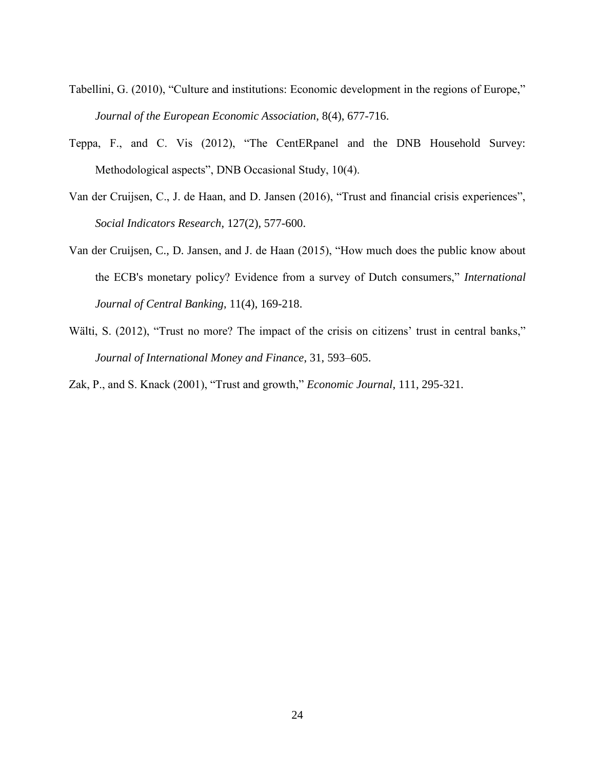Tabellini, G. (2010), "Culture and institutions: Economic development in the regions of Europe," *Journal of the European Economic Association*, 8(4), 677-716.

Teppa, F., and C. Vis (2012), "The CentERpanel and the DNB Household Survey: Methodological aspects", DNB Occasional Study, 10(4).

Van der Cruijsen, C., J. de Haan, and D. Jansen (2016), "Trust and financial crisis experiences", *Social Indicators Research*, 127(2), 577-600.

Van der Cruijsen, C., D. Jansen, and J. de Haan (2015), "How much does the public know about the ECB's monetary policy? Evidence from a survey of Dutch consumers," *International Journal of Central Banking*, 11(4), 169-218.

Wälti, S. (2012), "Trust no more? The impact of the crisis on citizens' trust in central banks," *Journal of International Money and Finance*, 31, 593–605.

Zak, P., and S. Knack (2001), "Trust and growth," *Economic Journal*, 111, 295-321.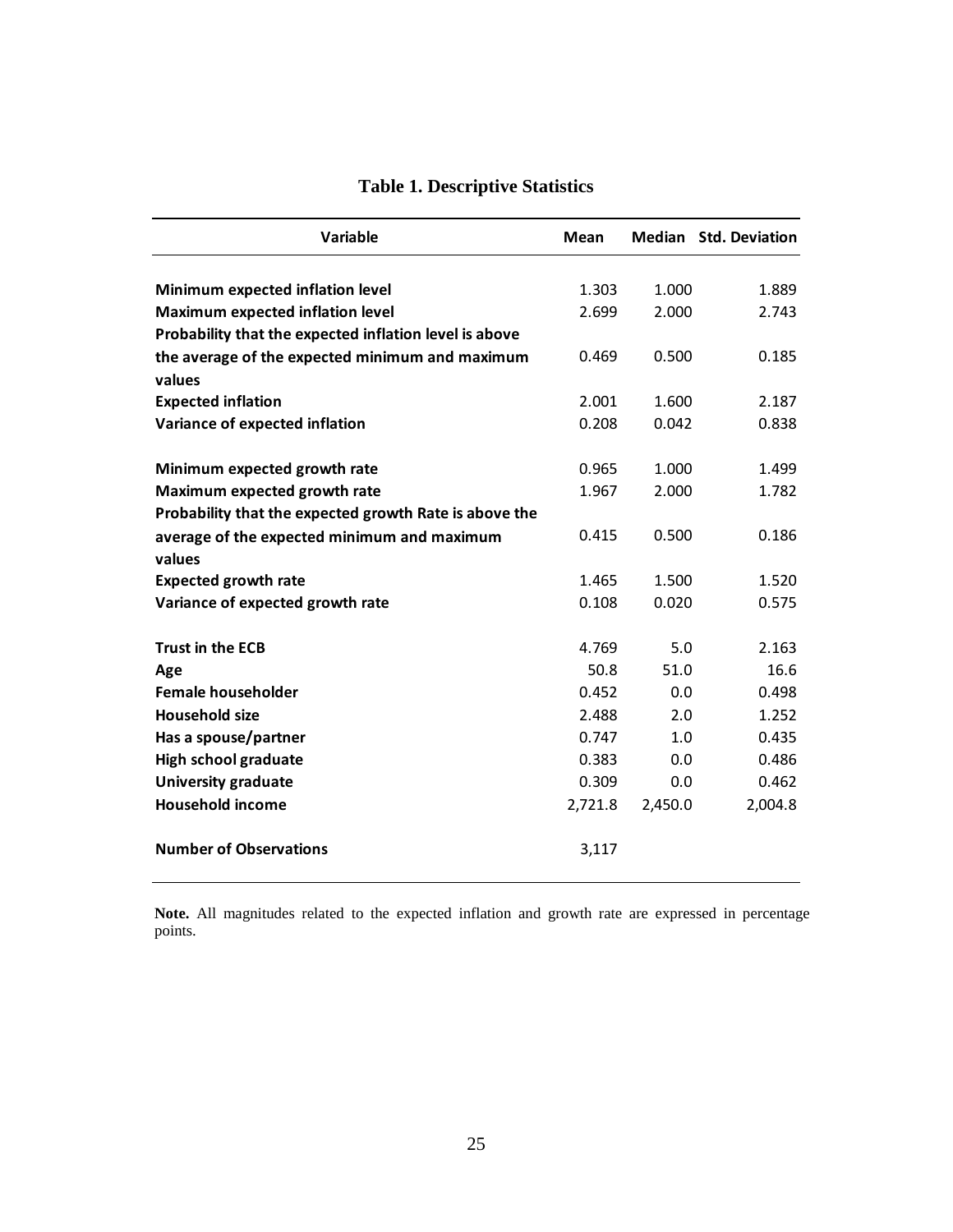**Table 1. Descriptive Statistics**

| Variable | Mean | Median | Std. Deviation |
|---|---|---|---|
| **Minimum expected inflation level** | 1.303 | 1.000 | 1.889 |
| **Maximum expected inflation level** | 2.699 | 2.000 | 2.743 |
| **Probability that the expected inflation level is above the average of the expected minimum and maximum values** | 0.469 | 0.500 | 0.185 |
| **Expected inflation** | 2.001 | 1.600 | 2.187 |
| **Variance of expected inflation** | 0.208 | 0.042 | 0.838 |
| **Minimum expected growth rate** | 0.965 | 1.000 | 1.499 |
| **Maximum expected growth rate** | 1.967 | 2.000 | 1.782 |
| **Probability that the expected growth Rate is above the average of the expected minimum and maximum values** | 0.415 | 0.500 | 0.186 |
| **Expected growth rate** | 1.465 | 1.500 | 1.520 |
| **Variance of expected growth rate** | 0.108 | 0.020 | 0.575 |
| **Trust in the ECB** | 4.769 | 5.0 | 2.163 |
| **Age** | 50.8 | 51.0 | 16.6 |
| **Female householder** | 0.452 | 0.0 | 0.498 |
| **Household size** | 2.488 | 2.0 | 1.252 |
| **Has a spouse/partner** | 0.747 | 1.0 | 0.435 |
| **High school graduate** | 0.383 | 0.0 | 0.486 |
| **University graduate** | 0.309 | 0.0 | 0.462 |
| **Household income** | 2,721.8 | 2,450.0 | 2,004.8 |
| **Number of Observations** | 3,117 | | |

**Note.** All magnitudes related to the expected inflation and growth rate are expressed in percentage points.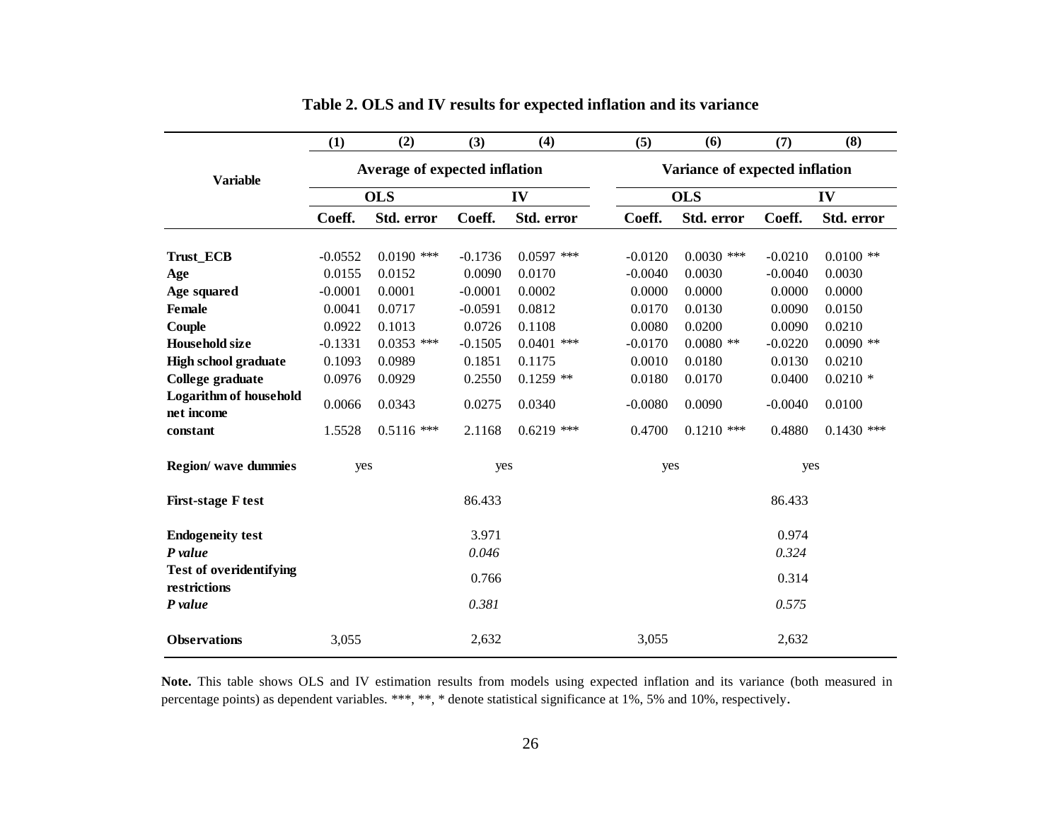**Table 2. OLS and IV results for expected inflation and its variance**

| Variable | (1) | (2) | (3) | (4) | (5) | (6) | (7) | (8) |
|---|---|---|---|---|---|---|---|---|
| | Average of expected inflation | | | | Variance of expected inflation | | | |
| | OLS | | IV | | OLS | | IV | |
| | Coeff. | Std. error | Coeff. | Std. error | Coeff. | Std. error | Coeff. | Std. error |
| **Trust_ECB** | -0.0552 | 0.0190 *** | -0.1736 | 0.0597 *** | -0.0120 | 0.0030 *** | -0.0210 | 0.0100 ** |
| **Age** | 0.0155 | 0.0152 | 0.0090 | 0.0170 | -0.0040 | 0.0030 | -0.0040 | 0.0030 |
| **Age squared** | -0.0001 | 0.0001 | -0.0001 | 0.0002 | 0.0000 | 0.0000 | 0.0000 | 0.0000 |
| **Female** | 0.0041 | 0.0717 | -0.0591 | 0.0812 | 0.0170 | 0.0130 | 0.0090 | 0.0150 |
| **Couple** | 0.0922 | 0.1013 | 0.0726 | 0.1108 | 0.0080 | 0.0200 | 0.0090 | 0.0210 |
| **Household size** | -0.1331 | 0.0353 *** | -0.1505 | 0.0401 *** | -0.0170 | 0.0080 ** | -0.0220 | 0.0090 ** |
| **High school graduate** | 0.1093 | 0.0989 | 0.1851 | 0.1175 | 0.0010 | 0.0180 | 0.0130 | 0.0210 |
| **College graduate** | 0.0976 | 0.0929 | 0.2550 | 0.1259 ** | 0.0180 | 0.0170 | 0.0400 | 0.0210 * |
| **Logarithm of household net income** | 0.0066 | 0.0343 | 0.0275 | 0.0340 | -0.0080 | 0.0090 | -0.0040 | 0.0100 |
| **constant** | 1.5528 | 0.5116 *** | 2.1168 | 0.6219 *** | 0.4700 | 0.1210 *** | 0.4880 | 0.1430 *** |
| **Region/ wave dummies** | yes | | yes | | yes | | yes | |
| **First-stage F test** | | | 86.433 | | | | 86.433 | |
| **Endogeneity test** | | | 3.971 | | | | 0.974 | |
| ***P value*** | | | *0.046* | | | | *0.324* | |
| **Test of overidentifying restrictions** | | | 0.766 | | | | 0.314 | |
| ***P value*** | | | *0.381* | | | | *0.575* | |
| **Observations** | 3,055 | | 2,632 | | 3,055 | | 2,632 | |

**Note.** This table shows OLS and IV estimation results from models using expected inflation and its variance (both measured in percentage points) as dependent variables. ***, **, * denote statistical significance at 1%, 5% and 10%, respectively.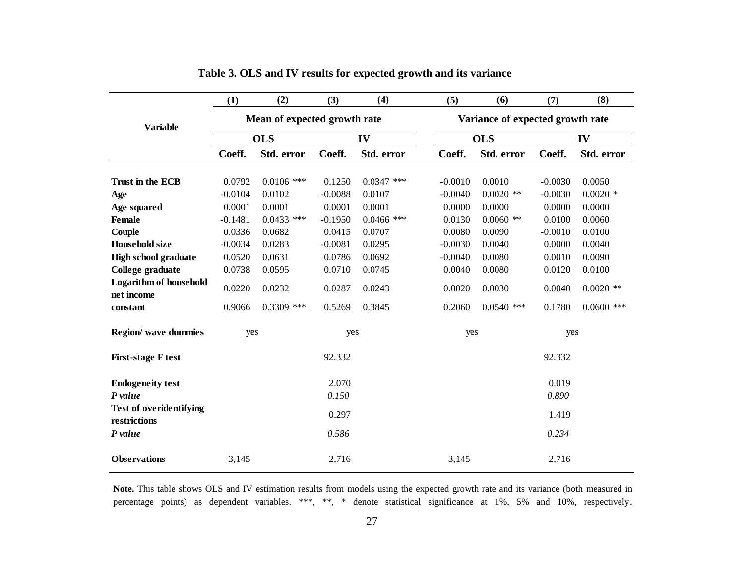**Table 3. OLS and IV results for expected growth and its variance**

| Variable | (1) | (2) | (3) | (4) | (5) | (6) | (7) | (8) |
|---|---|---|---|---|---|---|---|---|
| | Mean of expected growth rate | | | | Variance of expected growth rate | | | |
| | OLS | | IV | | OLS | | IV | |
| | Coeff. | Std. error | Coeff. | Std. error | Coeff. | Std. error | Coeff. | Std. error |
| **Trust in the ECB** | 0.0792 | 0.0106 *** | 0.1250 | 0.0347 *** | -0.0010 | 0.0010 | -0.0030 | 0.0050 |
| **Age** | -0.0104 | 0.0102 | -0.0088 | 0.0107 | -0.0040 | 0.0020 ** | -0.0030 | 0.0020 * |
| **Age squared** | 0.0001 | 0.0001 | 0.0001 | 0.0001 | 0.0000 | 0.0000 | 0.0000 | 0.0000 |
| **Female** | -0.1481 | 0.0433 *** | -0.1950 | 0.0466 *** | 0.0130 | 0.0060 ** | 0.0100 | 0.0060 |
| **Couple** | 0.0336 | 0.0682 | 0.0415 | 0.0707 | 0.0080 | 0.0090 | -0.0010 | 0.0100 |
| **Household size** | -0.0034 | 0.0283 | -0.0081 | 0.0295 | -0.0030 | 0.0040 | 0.0000 | 0.0040 |
| **High school graduate** | 0.0520 | 0.0631 | 0.0786 | 0.0692 | -0.0040 | 0.0080 | 0.0010 | 0.0090 |
| **College graduate** | 0.0738 | 0.0595 | 0.0710 | 0.0745 | 0.0040 | 0.0080 | 0.0120 | 0.0100 |
| **Logarithm of household net income** | 0.0220 | 0.0232 | 0.0287 | 0.0243 | 0.0020 | 0.0030 | 0.0040 | 0.0020 ** |
| **constant** | 0.9066 | 0.3309 *** | 0.5269 | 0.3845 | 0.2060 | 0.0540 *** | 0.1780 | 0.0600 *** |
| **Region/ wave dummies** | yes | | yes | | yes | | yes | |
| **First-stage F test** | | | 92.332 | | | | 92.332 | |
| **Endogeneity test** | | | 2.070 | | | | 0.019 | |
| ***P value*** | | | *0.150* | | | | *0.890* | |
| **Test of overidentifying restrictions** | | | 0.297 | | | | 1.419 | |
| ***P value*** | | | *0.586* | | | | *0.234* | |
| **Observations** | 3,145 | | 2,716 | | 3,145 | | 2,716 | |

**Note.** This table shows OLS and IV estimation results from models using the expected growth rate and its variance (both measured in percentage points) as dependent variables. ***, **, * denote statistical significance at 1%, 5% and 10%, respectively.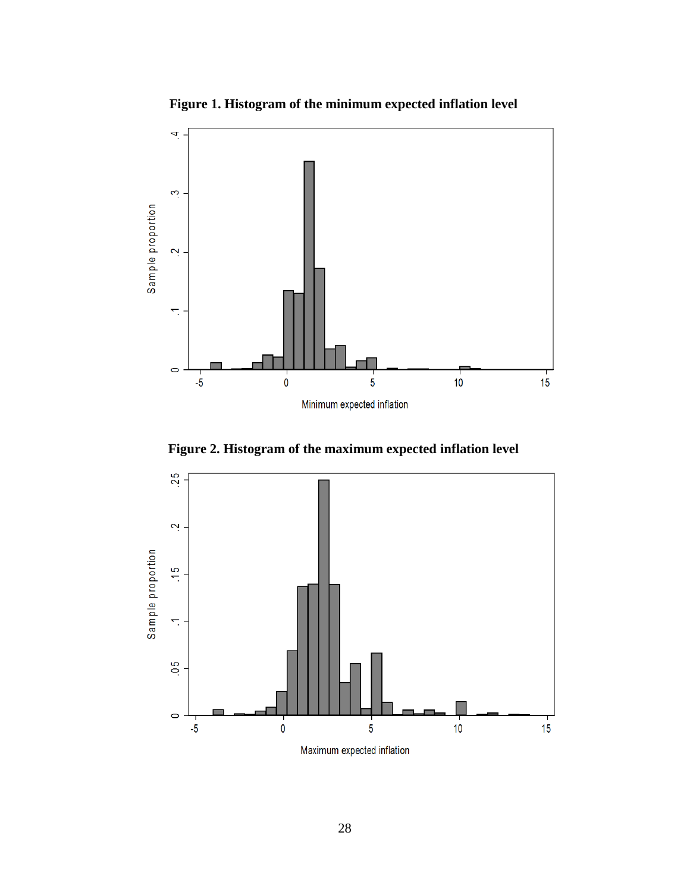**Figure 1. Histogram of the minimum expected inflation level**

**Figure 2. Histogram of the maximum expected inflation level**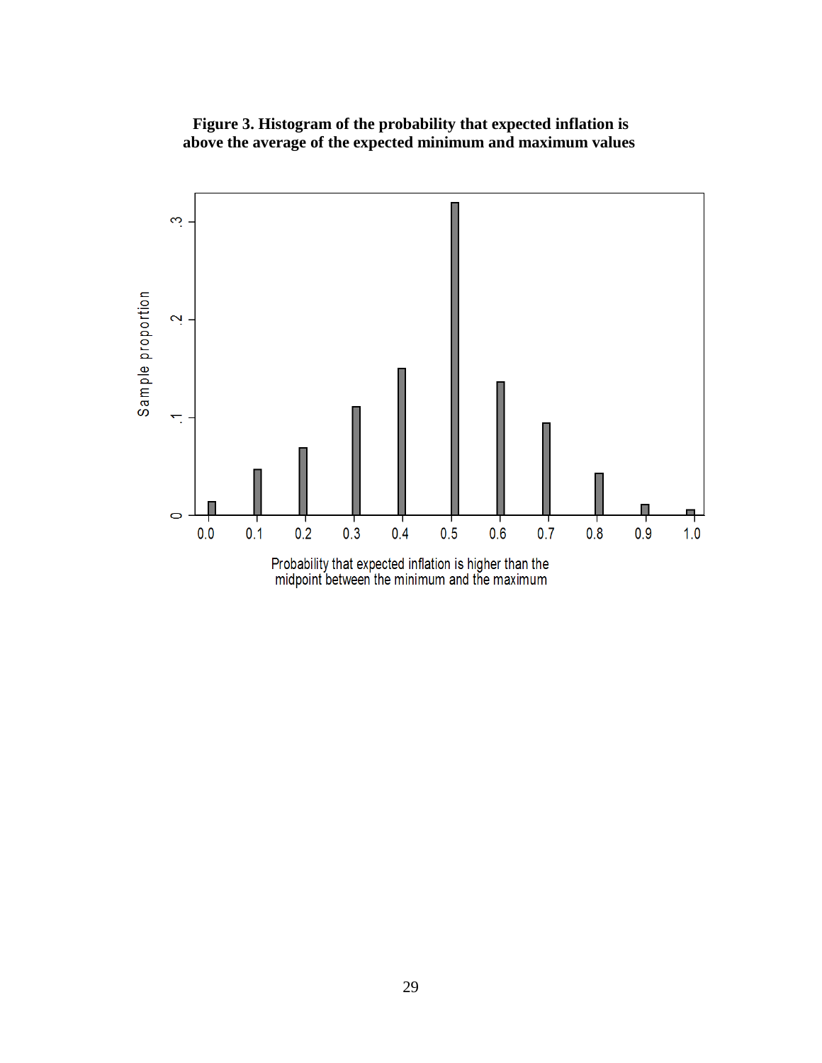**Figure 3. Histogram of the probability that expected inflation is above the average of the expected minimum and maximum values**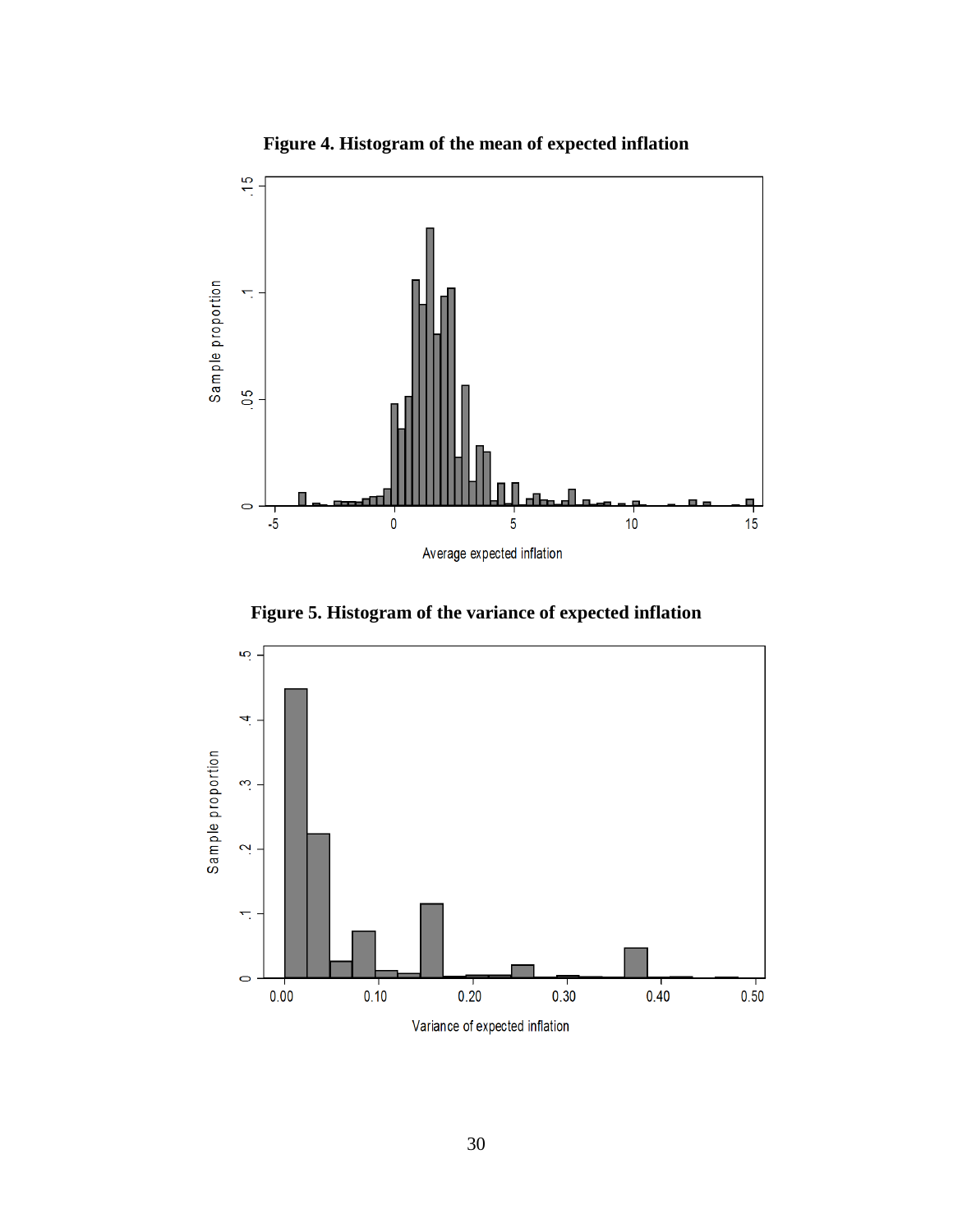**Figure 4. Histogram of the mean of expected inflation**

**Figure 5. Histogram of the variance of expected inflation**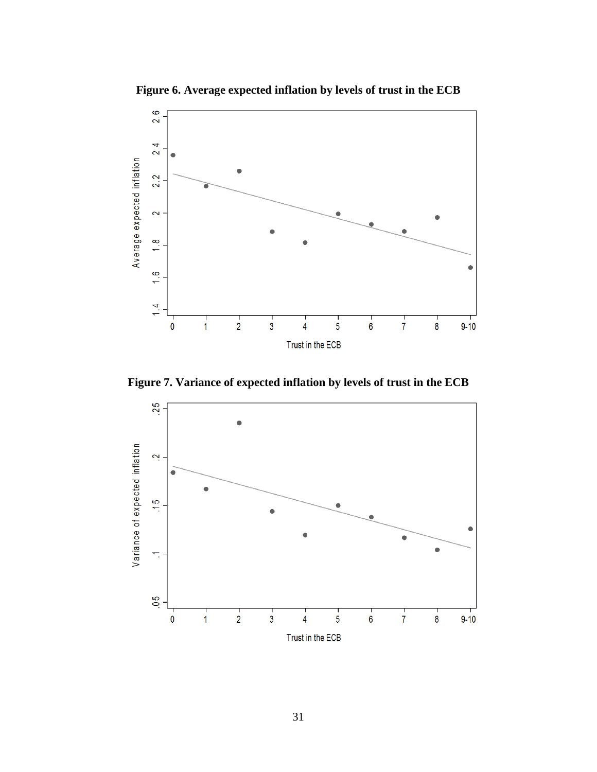**Figure 6. Average expected inflation by levels of trust in the ECB**

**Figure 7. Variance of expected inflation by levels of trust in the ECB**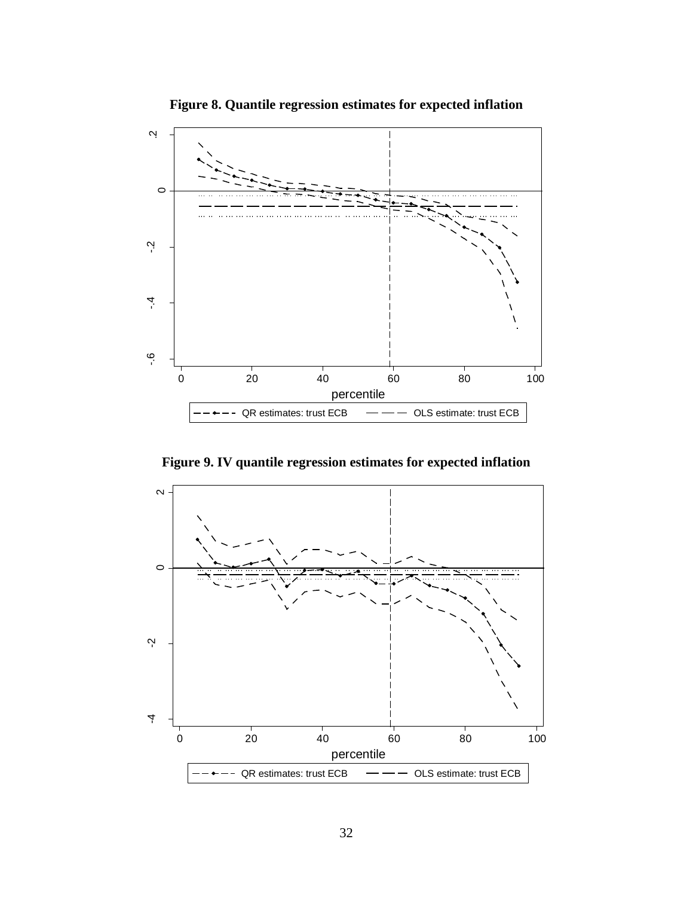**Figure 8. Quantile regression estimates for expected inflation**

**Figure 9. IV quantile regression estimates for expected inflation**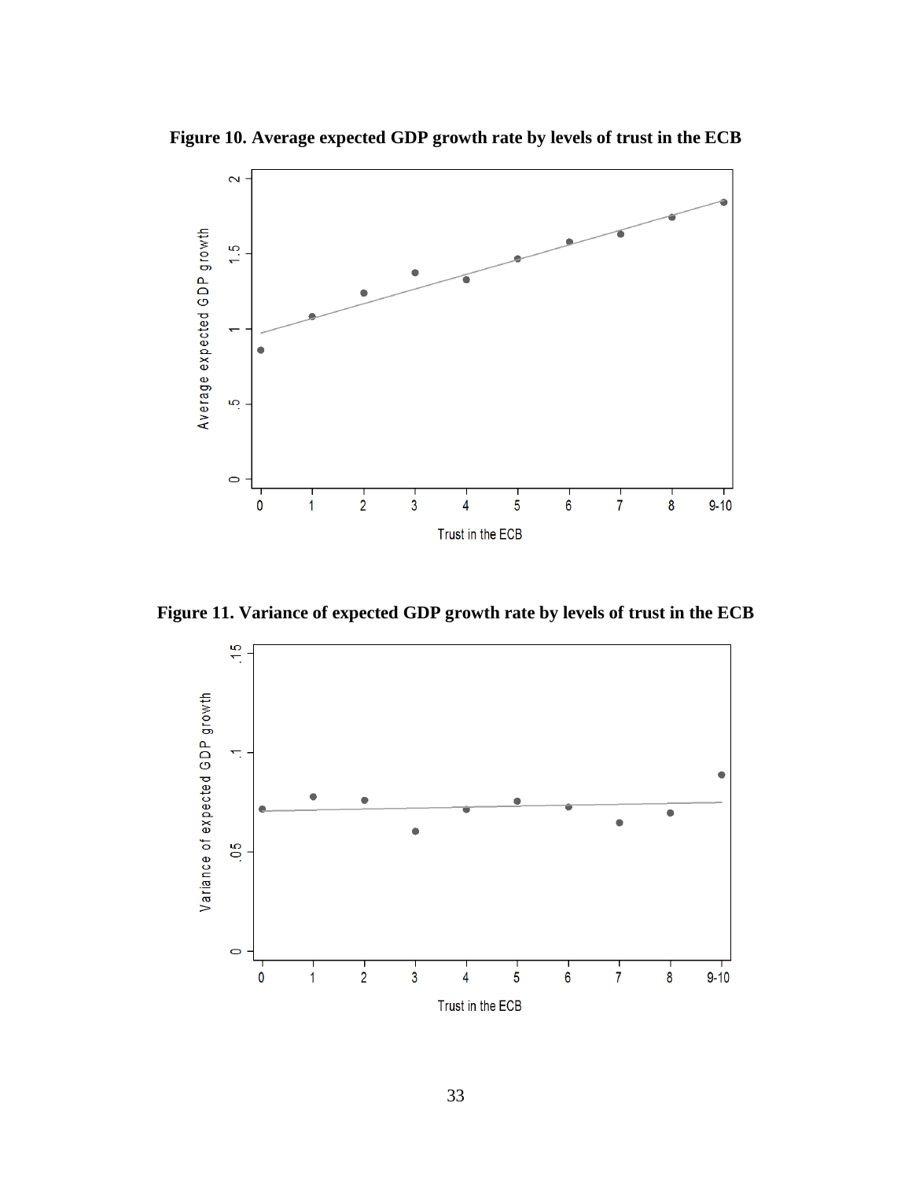**Figure 10. Average expected GDP growth rate by levels of trust in the ECB**

**Figure 11. Variance of expected GDP growth rate by levels of trust in the ECB**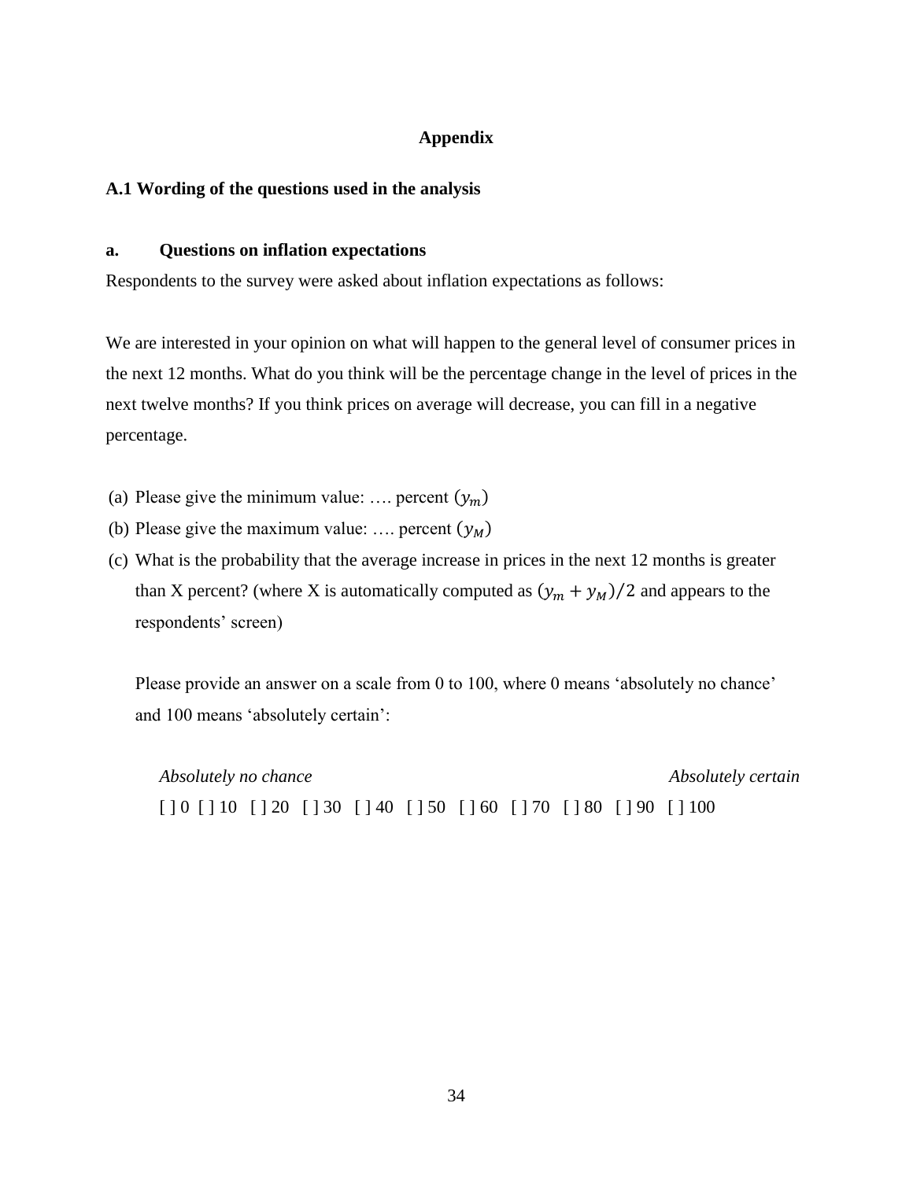# Appendix

## A.1 Wording of the questions used in the analysis

### a. Questions on inflation expectations

Respondents to the survey were asked about inflation expectations as follows:

We are interested in your opinion on what will happen to the general level of consumer prices in the next 12 months. What do you think will be the percentage change in the level of prices in the next twelve months? If you think prices on average will decrease, you can fill in a negative percentage.

(a) Please give the minimum value: …. percent $(y_m)$

(b) Please give the maximum value: …. percent $(y_M)$

(c) What is the probability that the average increase in prices in the next 12 months is greater than X percent? (where X is automatically computed as $(y_m + y_M)/2$ and appears to the respondents' screen)

Please provide an answer on a scale from 0 to 100, where 0 means 'absolutely no chance' and 100 means 'absolutely certain':

*Absolutely no chance* *Absolutely certain*

[ ] 0 [ ] 10 [ ] 20 [ ] 30 [ ] 40 [ ] 50 [ ] 60 [ ] 70 [ ] 80 [ ] 90 [ ] 100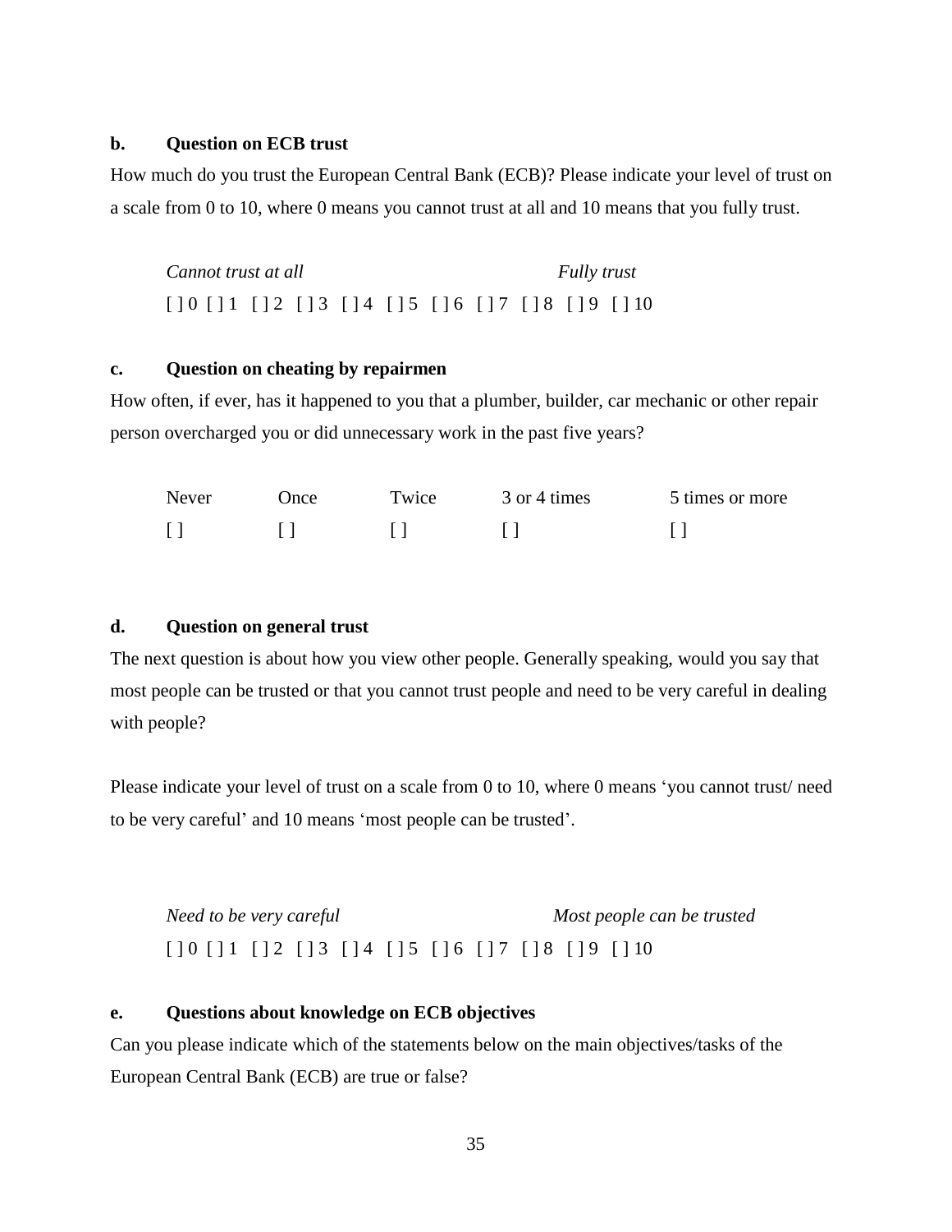**b. Question on ECB trust**

How much do you trust the European Central Bank (ECB)? Please indicate your level of trust on a scale from 0 to 10, where 0 means you cannot trust at all and 10 means that you fully trust.

*Cannot trust at all* *Fully trust*

[ ] 0 [ ] 1 [ ] 2 [ ] 3 [ ] 4 [ ] 5 [ ] 6 [ ] 7 [ ] 8 [ ] 9 [ ] 10

**c. Question on cheating by repairmen**

How often, if ever, has it happened to you that a plumber, builder, car mechanic or other repair person overcharged you or did unnecessary work in the past five years?

| Never | Once | Twice | 3 or 4 times | 5 times or more |
|---|---|---|---|---|
| [ ] | [ ] | [ ] | [ ] | [ ] |

**d. Question on general trust**

The next question is about how you view other people. Generally speaking, would you say that most people can be trusted or that you cannot trust people and need to be very careful in dealing with people?

Please indicate your level of trust on a scale from 0 to 10, where 0 means 'you cannot trust/ need to be very careful' and 10 means 'most people can be trusted'.

*Need to be very careful* *Most people can be trusted*

[ ] 0 [ ] 1 [ ] 2 [ ] 3 [ ] 4 [ ] 5 [ ] 6 [ ] 7 [ ] 8 [ ] 9 [ ] 10

**e. Questions about knowledge on ECB objectives**

Can you please indicate which of the statements below on the main objectives/tasks of the European Central Bank (ECB) are true or false?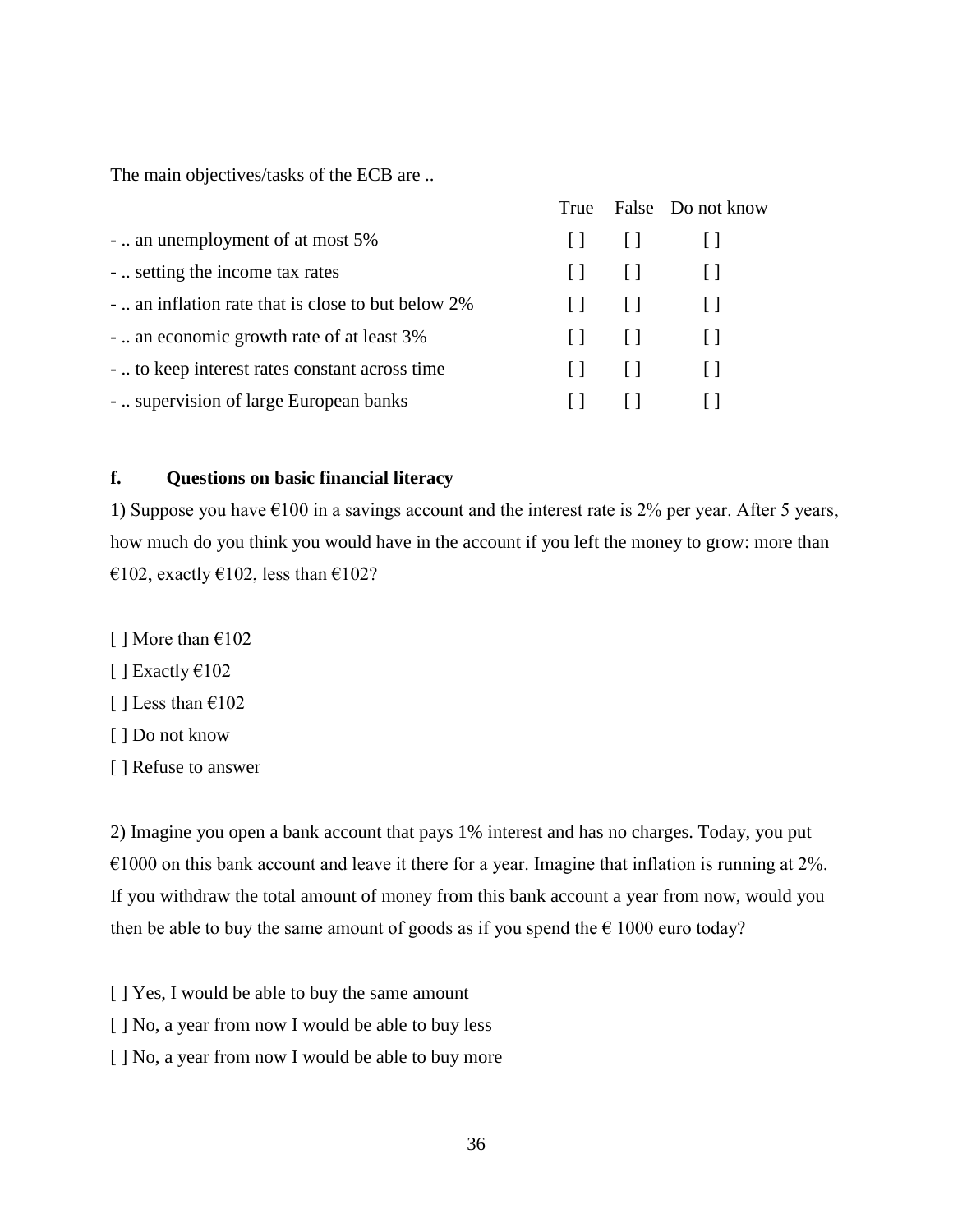The main objectives/tasks of the ECB are ..

| | True | False | Do not know |
|---|---|---|---|
| - .. an unemployment of at most 5% | [ ] | [ ] | [ ] |
| - .. setting the income tax rates | [ ] | [ ] | [ ] |
| - .. an inflation rate that is close to but below 2% | [ ] | [ ] | [ ] |
| - .. an economic growth rate of at least 3% | [ ] | [ ] | [ ] |
| - .. to keep interest rates constant across time | [ ] | [ ] | [ ] |
| - .. supervision of large European banks | [ ] | [ ] | [ ] |

### f. Questions on basic financial literacy

1) Suppose you have €100 in a savings account and the interest rate is 2% per year. After 5 years, how much do you think you would have in the account if you left the money to grow: more than €102, exactly €102, less than €102?

[ ] More than €102

[ ] Exactly €102

[ ] Less than €102

[ ] Do not know

[ ] Refuse to answer

2) Imagine you open a bank account that pays 1% interest and has no charges. Today, you put €1000 on this bank account and leave it there for a year. Imagine that inflation is running at 2%. If you withdraw the total amount of money from this bank account a year from now, would you then be able to buy the same amount of goods as if you spend the € 1000 euro today?

[ ] Yes, I would be able to buy the same amount

[ ] No, a year from now I would be able to buy less

[ ] No, a year from now I would be able to buy more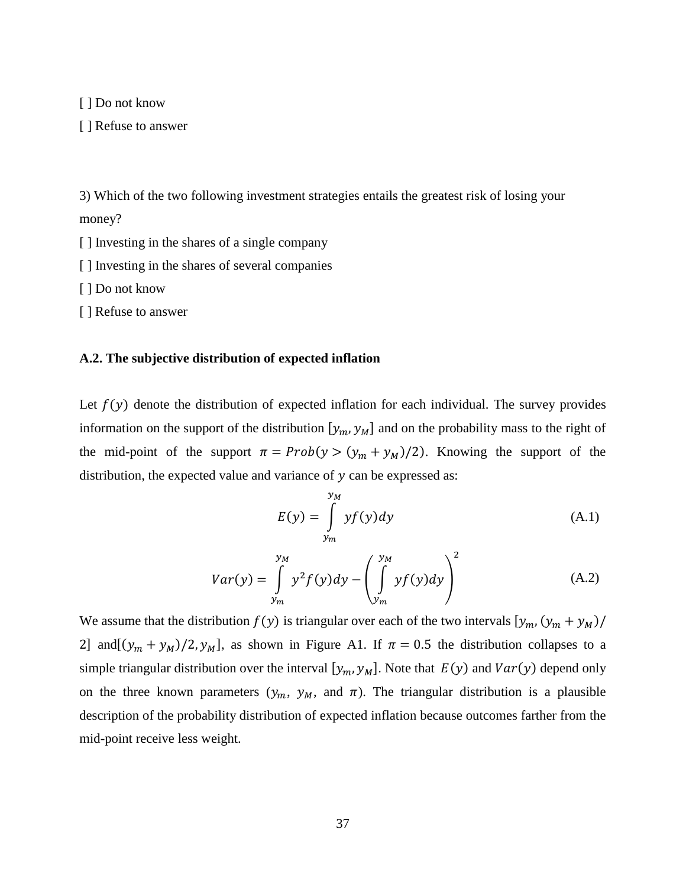[ ] Do not know

[ ] Refuse to answer

3) Which of the two following investment strategies entails the greatest risk of losing your money?

[ ] Investing in the shares of a single company

[ ] Investing in the shares of several companies

[ ] Do not know

[ ] Refuse to answer

### A.2. The subjective distribution of expected inflation

Let $f(y)$ denote the distribution of expected inflation for each individual. The survey provides information on the support of the distribution $[y_m, y_M]$ and on the probability mass to the right of the mid-point of the support $\pi = Prob(y > (y_m + y_M)/2)$. Knowing the support of the distribution, the expected value and variance of $y$ can be expressed as:

$$E(y) = \int_{y_m}^{y_M} y f(y) dy \tag{A.1}$$

$$Var(y) = \int_{y_m}^{y_M} y^2 f(y) dy - \left( \int_{y_m}^{y_M} y f(y) dy \right)^2 \tag{A.2}$$

We assume that the distribution $f(y)$ is triangular over each of the two intervals $[y_m, (y_m + y_M)/2]$ and $[(y_m + y_M)/2, y_M]$, as shown in Figure A1. If $\pi = 0.5$ the distribution collapses to a simple triangular distribution over the interval $[y_m, y_M]$. Note that $E(y)$ and $Var(y)$ depend only on the three known parameters ($y_m$, $y_M$, and $\pi$). The triangular distribution is a plausible description of the probability distribution of expected inflation because outcomes farther from the mid-point receive less weight.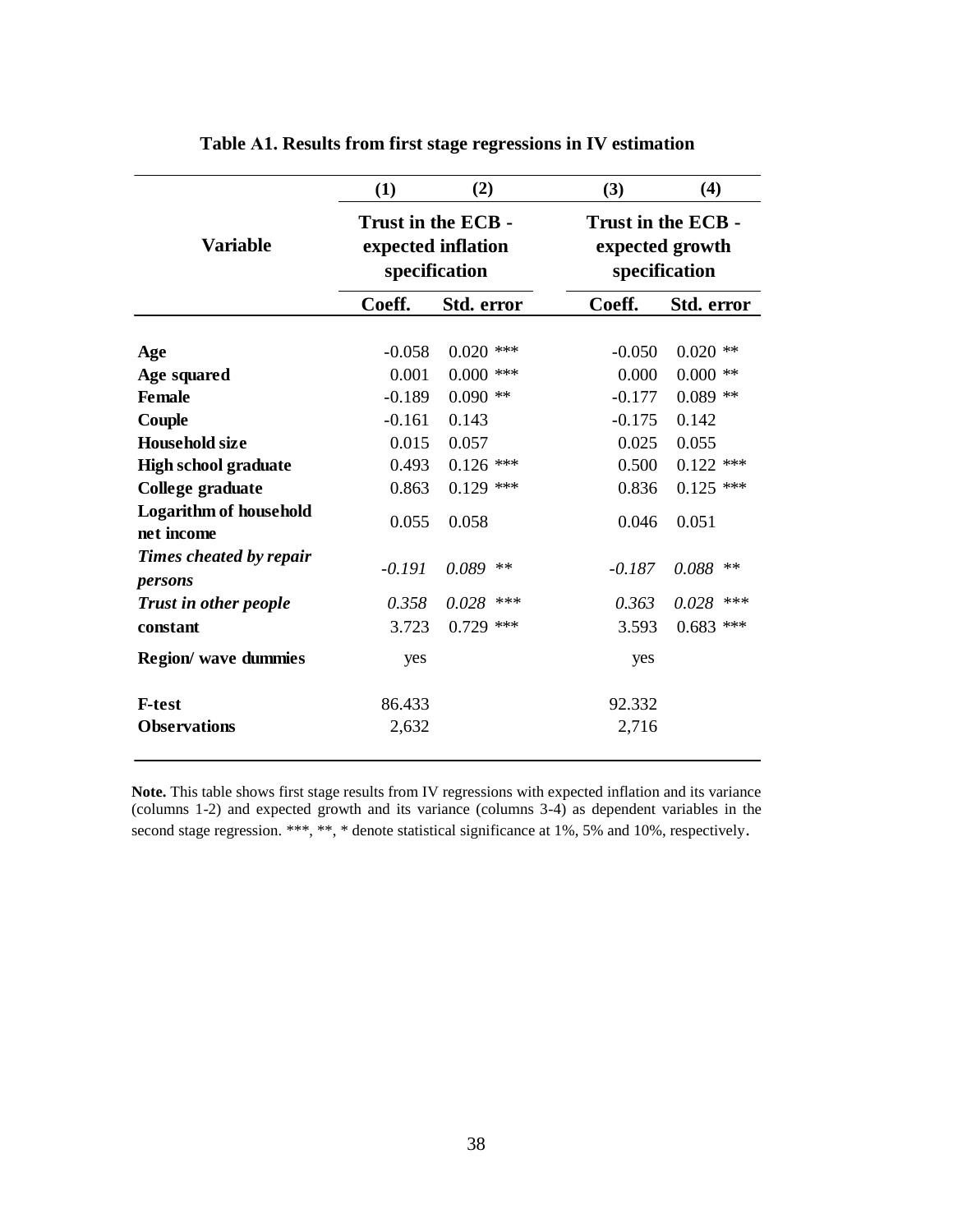**Table A1. Results from first stage regressions in IV estimation**

| Variable | (1) | (2) | (3) | (4) |
|---|---|---|---|---|
| | Trust in the ECB - expected inflation specification | | Trust in the ECB - expected growth specification | |
| | Coeff. | Std. error | Coeff. | Std. error |
| **Age** | -0.058 | 0.020 *** | -0.050 | 0.020 ** |
| **Age squared** | 0.001 | 0.000 *** | 0.000 | 0.000 ** |
| **Female** | -0.189 | 0.090 ** | -0.177 | 0.089 ** |
| **Couple** | -0.161 | 0.143 | -0.175 | 0.142 |
| **Household size** | 0.015 | 0.057 | 0.025 | 0.055 |
| **High school graduate** | 0.493 | 0.126 *** | 0.500 | 0.122 *** |
| **College graduate** | 0.863 | 0.129 *** | 0.836 | 0.125 *** |
| **Logarithm of household net income** | 0.055 | 0.058 | 0.046 | 0.051 |
| ***Times cheated by repair persons*** | *-0.191* | *0.089* ** | *-0.187* | *0.088* ** |
| ***Trust in other people*** | *0.358* | *0.028* *** | *0.363* | *0.028* *** |
| **constant** | 3.723 | 0.729 *** | 3.593 | 0.683 *** |
| **Region/ wave dummies** | yes | | yes | |
| **F-test** | 86.433 | | 92.332 | |
| **Observations** | 2,632 | | 2,716 | |

**Note.** This table shows first stage results from IV regressions with expected inflation and its variance (columns 1-2) and expected growth and its variance (columns 3-4) as dependent variables in the second stage regression. ***, **, * denote statistical significance at 1%, 5% and 10%, respectively.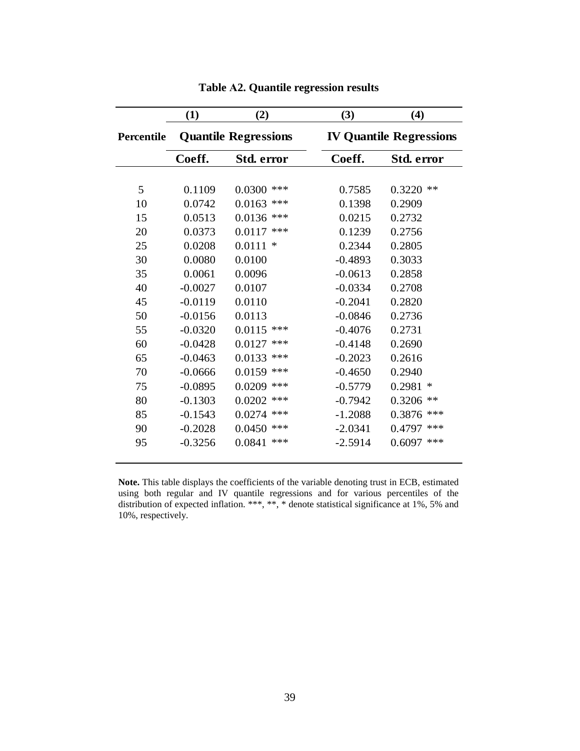**Table A2. Quantile regression results**

| | (1) | (2) | (3) | (4) |
|---|---|---|---|---|
| Percentile | Quantile Regressions | | IV Quantile Regressions | |
| | Coeff. | Std. error | Coeff. | Std. error |
| 5 | 0.1109 | 0.0300 *** | 0.7585 | 0.3220 ** |
| 10 | 0.0742 | 0.0163 *** | 0.1398 | 0.2909 |
| 15 | 0.0513 | 0.0136 *** | 0.0215 | 0.2732 |
| 20 | 0.0373 | 0.0117 *** | 0.1239 | 0.2756 |
| 25 | 0.0208 | 0.0111 * | 0.2344 | 0.2805 |
| 30 | 0.0080 | 0.0100 | -0.4893 | 0.3033 |
| 35 | 0.0061 | 0.0096 | -0.0613 | 0.2858 |
| 40 | -0.0027 | 0.0107 | -0.0334 | 0.2708 |
| 45 | -0.0119 | 0.0110 | -0.2041 | 0.2820 |
| 50 | -0.0156 | 0.0113 | -0.0846 | 0.2736 |
| 55 | -0.0320 | 0.0115 *** | -0.4076 | 0.2731 |
| 60 | -0.0428 | 0.0127 *** | -0.4148 | 0.2690 |
| 65 | -0.0463 | 0.0133 *** | -0.2023 | 0.2616 |
| 70 | -0.0666 | 0.0159 *** | -0.4650 | 0.2940 |
| 75 | -0.0895 | 0.0209 *** | -0.5779 | 0.2981 * |
| 80 | -0.1303 | 0.0202 *** | -0.7942 | 0.3206 ** |
| 85 | -0.1543 | 0.0274 *** | -1.2088 | 0.3876 *** |
| 90 | -0.2028 | 0.0450 *** | -2.0341 | 0.4797 *** |
| 95 | -0.3256 | 0.0841 *** | -2.5914 | 0.6097 *** |

**Note.** This table displays the coefficients of the variable denoting trust in ECB, estimated using both regular and IV quantile regressions and for various percentiles of the distribution of expected inflation. ***, **, * denote statistical significance at 1%, 5% and 10%, respectively.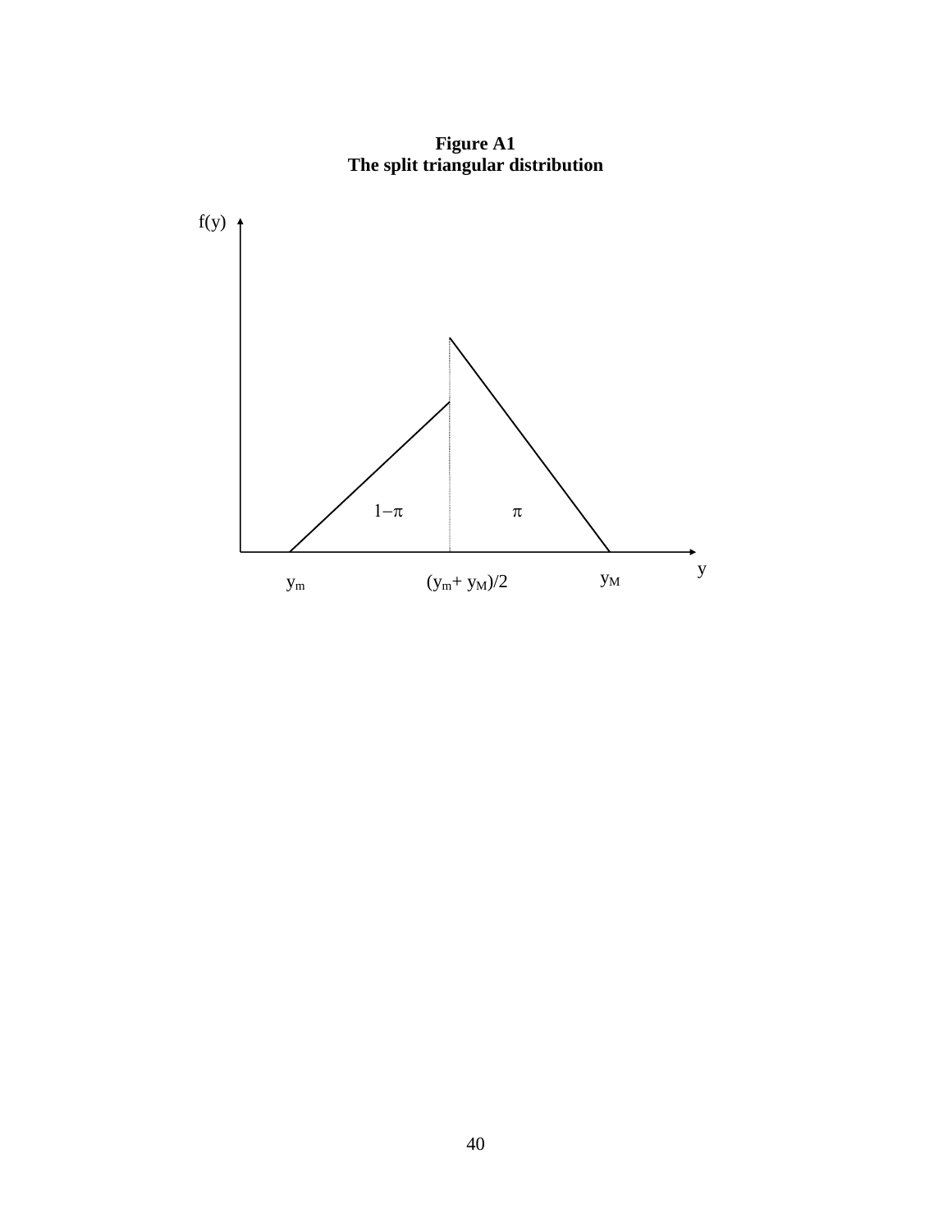**Figure A1**
**The split triangular distribution**

f(y)

$1-\pi$

$\pi$

y

$y_m$

$(y_m+ y_M)/2$

$y_M$